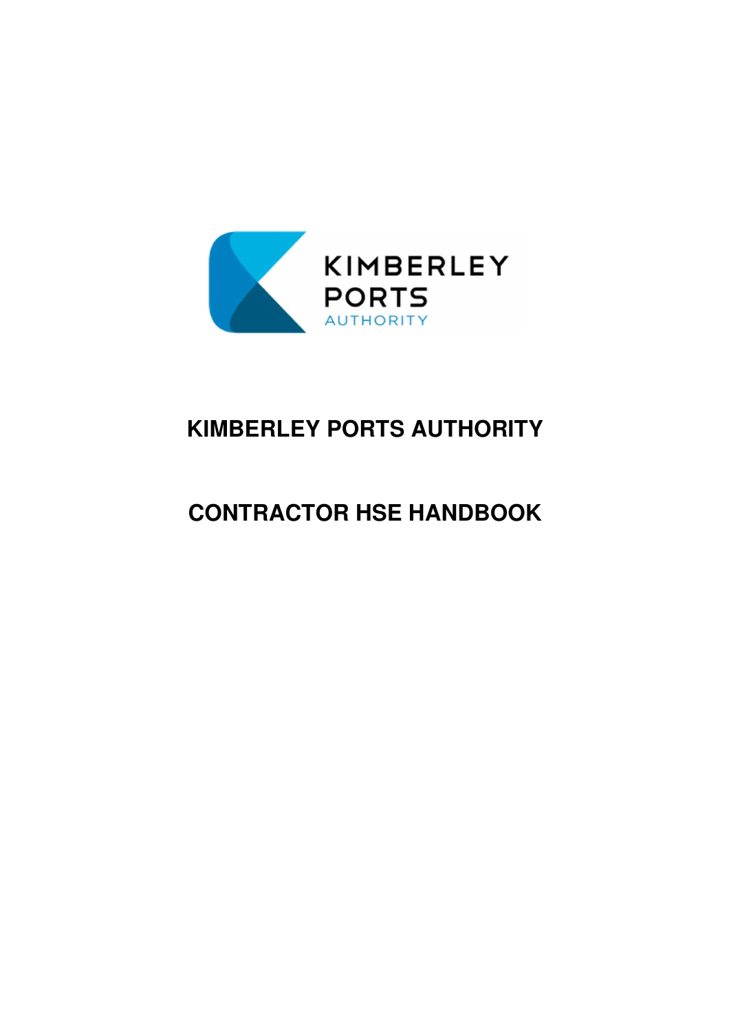# KIMBERLEY PORTS AUTHORITY

# CONTRACTOR HSE HANDBOOK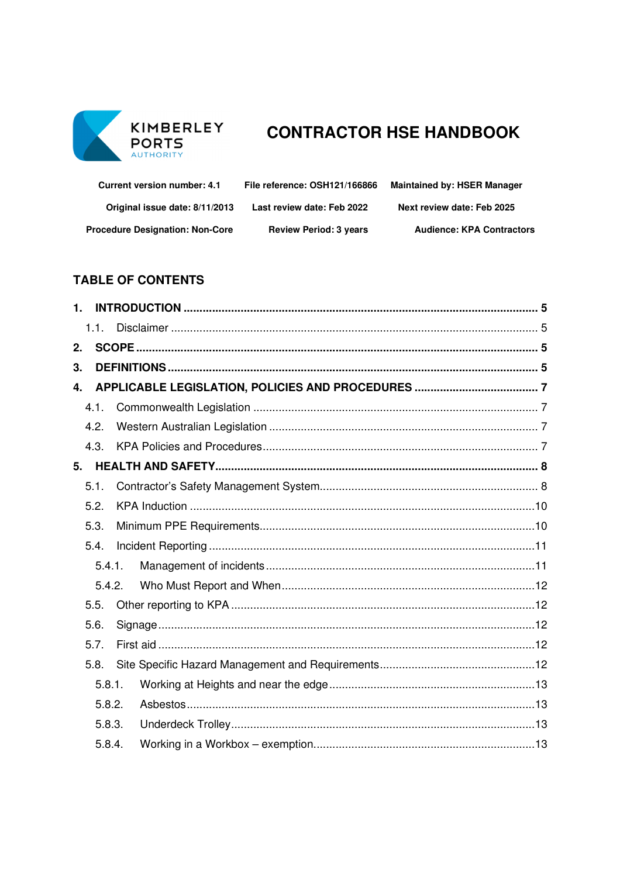KIMBERLEY PORTS AUTHORITY

# CONTRACTOR HSE HANDBOOK

| Current version number: 4.1 | File reference: OSH121/166866 | Maintained by: HSER Manager |
|---|---|---|
| Original issue date: 8/11/2013 | Last review date: Feb 2022 | Next review date: Feb 2025 |
| Procedure Designation: Non-Core | Review Period: 3 years | Audience: KPA Contractors |

## TABLE OF CONTENTS

**1. INTRODUCTION ........ 5**
- 1.1. Disclaimer ........ 5

**2. SCOPE ........ 5**

**3. DEFINITIONS ........ 5**

**4. APPLICABLE LEGISLATION, POLICIES AND PROCEDURES ........ 7**
- 4.1. Commonwealth Legislation ........ 7
- 4.2. Western Australian Legislation ........ 7
- 4.3. KPA Policies and Procedures ........ 7

**5. HEALTH AND SAFETY ........ 8**
- 5.1. Contractor's Safety Management System ........ 8
- 5.2. KPA Induction ........ 10
- 5.3. Minimum PPE Requirements ........ 10
- 5.4. Incident Reporting ........ 11
  - 5.4.1. Management of incidents ........ 11
  - 5.4.2. Who Must Report and When ........ 12
- 5.5. Other reporting to KPA ........ 12
- 5.6. Signage ........ 12
- 5.7. First aid ........ 12
- 5.8. Site Specific Hazard Management and Requirements ........ 12
  - 5.8.1. Working at Heights and near the edge ........ 13
  - 5.8.2. Asbestos ........ 13
  - 5.8.3. Underdeck Trolley ........ 13
  - 5.8.4. Working in a Workbox – exemption ........ 13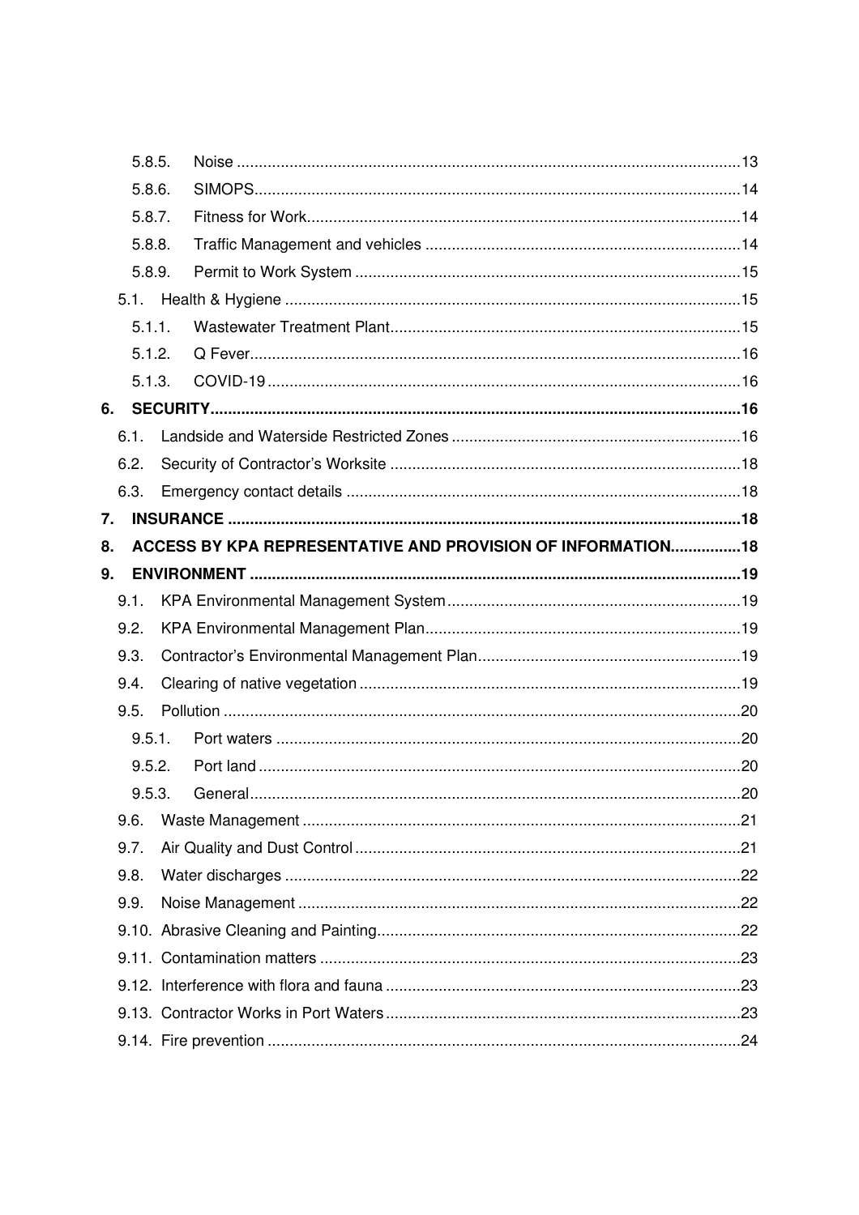5.8.5. Noise .......................................................................................................... 13

5.8.6. SIMOPS......................................................................................................... 14

5.8.7. Fitness for Work............................................................................................ 14

5.8.8. Traffic Management and vehicles ................................................................. 14

5.8.9. Permit to Work System ................................................................................. 15

5.1. Health & Hygiene ................................................................................................ 15

5.1.1. Wastewater Treatment Plant......................................................................... 15

5.1.2. Q Fever......................................................................................................... 16

5.1.3. COVID-19 ..................................................................................................... 16

**6. SECURITY................................................................................................................ 16**

6.1. Landside and Waterside Restricted Zones ........................................................... 16

6.2. Security of Contractor's Worksite ......................................................................... 18

6.3. Emergency contact details ................................................................................... 18

**7. INSURANCE ............................................................................................................. 18**

**8. ACCESS BY KPA REPRESENTATIVE AND PROVISION OF INFORMATION................ 18**

**9. ENVIRONMENT ........................................................................................................ 19**

9.1. KPA Environmental Management System ............................................................ 19

9.2. KPA Environmental Management Plan ................................................................. 19

9.3. Contractor's Environmental Management Plan ..................................................... 19

9.4. Clearing of native vegetation ................................................................................ 19

9.5. Pollution ............................................................................................................... 20

9.5.1. Port waters ................................................................................................... 20

9.5.2. Port land ....................................................................................................... 20

9.5.3. General......................................................................................................... 20

9.6. Waste Management ............................................................................................. 21

9.7. Air Quality and Dust Control ................................................................................. 21

9.8. Water discharges ................................................................................................. 22

9.9. Noise Management .............................................................................................. 22

9.10. Abrasive Cleaning and Painting............................................................................ 22

9.11. Contamination matters ......................................................................................... 23

9.12. Interference with flora and fauna .......................................................................... 23

9.13. Contractor Works in Port Waters .......................................................................... 23

9.14. Fire prevention ..................................................................................................... 24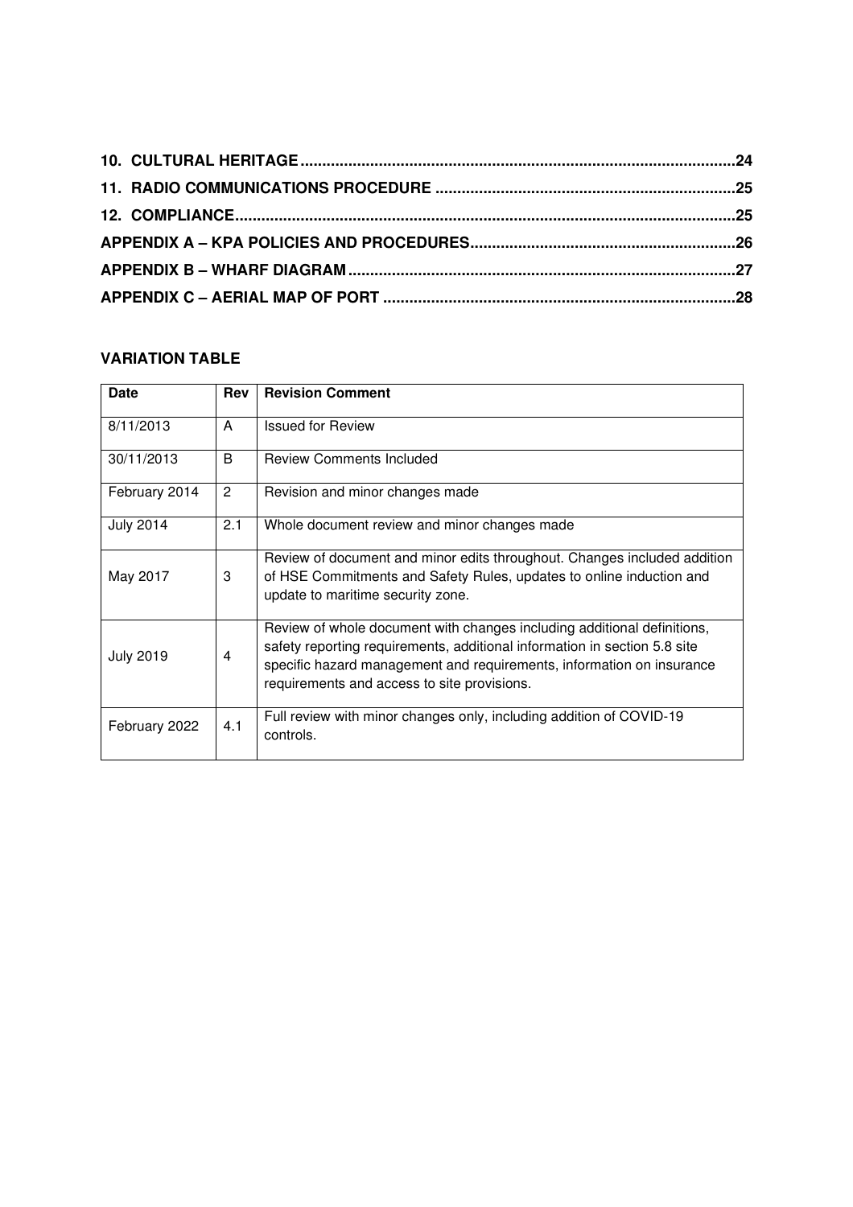**10. CULTURAL HERITAGE** ................................................................................................ **24**

**11. RADIO COMMUNICATIONS PROCEDURE** ..................................................................... **25**

**12. COMPLIANCE** ................................................................................................................ **25**

**APPENDIX A – KPA POLICIES AND PROCEDURES** ............................................................ **26**

**APPENDIX B – WHARF DIAGRAM** ........................................................................................ **27**

**APPENDIX C – AERIAL MAP OF PORT** ................................................................................ **28**

## VARIATION TABLE

| Date | Rev | Revision Comment |
|---|---|---|
| 8/11/2013 | A | Issued for Review |
| 30/11/2013 | B | Review Comments Included |
| February 2014 | 2 | Revision and minor changes made |
| July 2014 | 2.1 | Whole document review and minor changes made |
| May 2017 | 3 | Review of document and minor edits throughout. Changes included addition of HSE Commitments and Safety Rules, updates to online induction and update to maritime security zone. |
| July 2019 | 4 | Review of whole document with changes including additional definitions, safety reporting requirements, additional information in section 5.8 site specific hazard management and requirements, information on insurance requirements and access to site provisions. |
| February 2022 | 4.1 | Full review with minor changes only, including addition of COVID-19 controls. |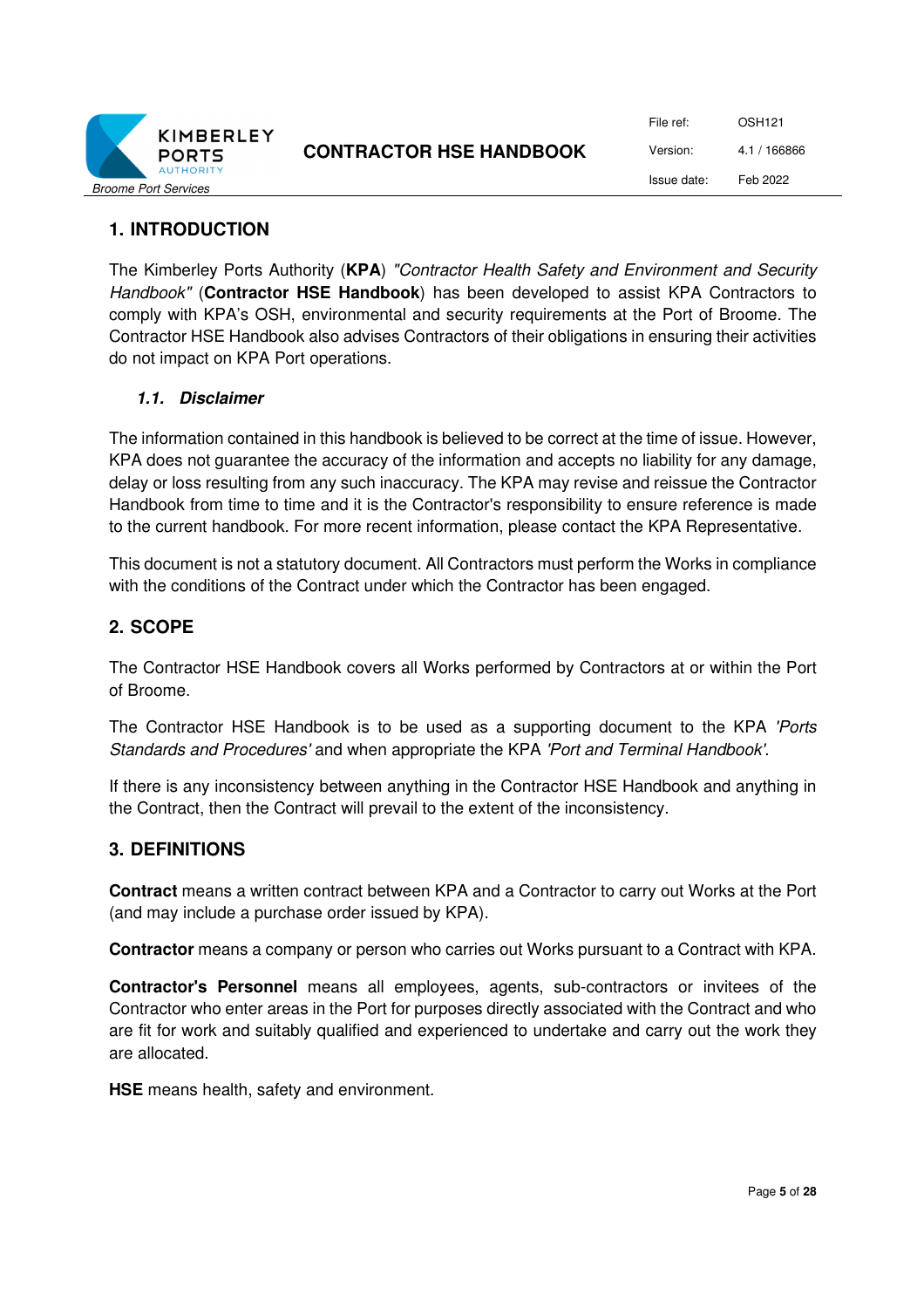# 1. INTRODUCTION

The Kimberley Ports Authority (**KPA**) *"Contractor Health Safety and Environment and Security Handbook"* (**Contractor HSE Handbook**) has been developed to assist KPA Contractors to comply with KPA's OSH, environmental and security requirements at the Port of Broome. The Contractor HSE Handbook also advises Contractors of their obligations in ensuring their activities do not impact on KPA Port operations.

### *1.1. Disclaimer*

The information contained in this handbook is believed to be correct at the time of issue. However, KPA does not guarantee the accuracy of the information and accepts no liability for any damage, delay or loss resulting from any such inaccuracy. The KPA may revise and reissue the Contractor Handbook from time to time and it is the Contractor's responsibility to ensure reference is made to the current handbook. For more recent information, please contact the KPA Representative.

This document is not a statutory document. All Contractors must perform the Works in compliance with the conditions of the Contract under which the Contractor has been engaged.

# 2. SCOPE

The Contractor HSE Handbook covers all Works performed by Contractors at or within the Port of Broome.

The Contractor HSE Handbook is to be used as a supporting document to the KPA *'Ports Standards and Procedures'* and when appropriate the KPA *'Port and Terminal Handbook'*.

If there is any inconsistency between anything in the Contractor HSE Handbook and anything in the Contract, then the Contract will prevail to the extent of the inconsistency.

# 3. DEFINITIONS

**Contract** means a written contract between KPA and a Contractor to carry out Works at the Port (and may include a purchase order issued by KPA).

**Contractor** means a company or person who carries out Works pursuant to a Contract with KPA.

**Contractor's Personnel** means all employees, agents, sub-contractors or invitees of the Contractor who enter areas in the Port for purposes directly associated with the Contract and who are fit for work and suitably qualified and experienced to undertake and carry out the work they are allocated.

**HSE** means health, safety and environment.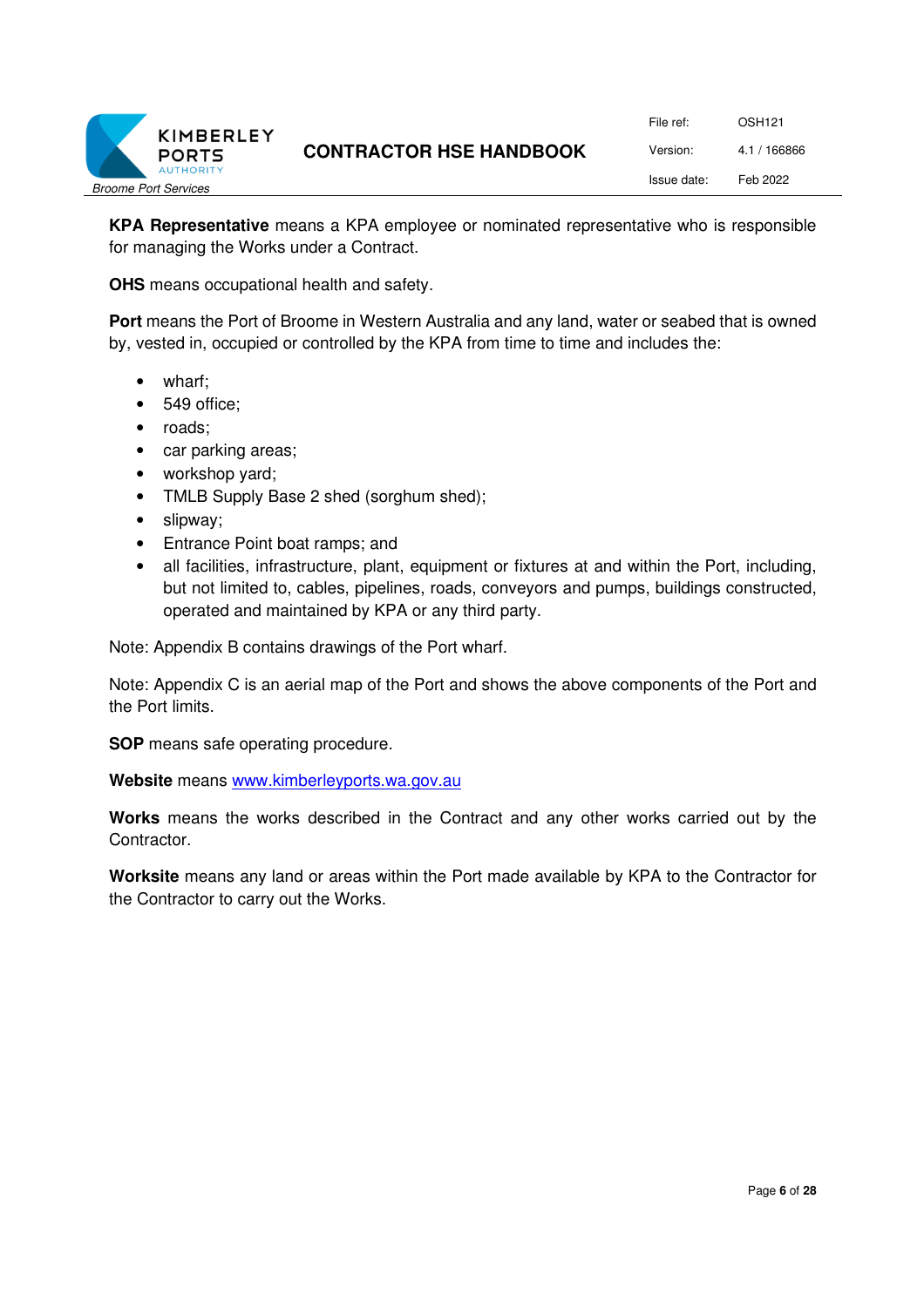**KPA Representative** means a KPA employee or nominated representative who is responsible for managing the Works under a Contract.

**OHS** means occupational health and safety.

**Port** means the Port of Broome in Western Australia and any land, water or seabed that is owned by, vested in, occupied or controlled by the KPA from time to time and includes the:

- wharf;
- 549 office;
- roads;
- car parking areas;
- workshop yard;
- TMLB Supply Base 2 shed (sorghum shed);
- slipway;
- Entrance Point boat ramps; and
- all facilities, infrastructure, plant, equipment or fixtures at and within the Port, including, but not limited to, cables, pipelines, roads, conveyors and pumps, buildings constructed, operated and maintained by KPA or any third party.

Note: Appendix B contains drawings of the Port wharf.

Note: Appendix C is an aerial map of the Port and shows the above components of the Port and the Port limits.

**SOP** means safe operating procedure.

**Website** means [www.kimberleyports.wa.gov.au](http://www.kimberleyports.wa.gov.au)

**Works** means the works described in the Contract and any other works carried out by the Contractor.

**Worksite** means any land or areas within the Port made available by KPA to the Contractor for the Contractor to carry out the Works.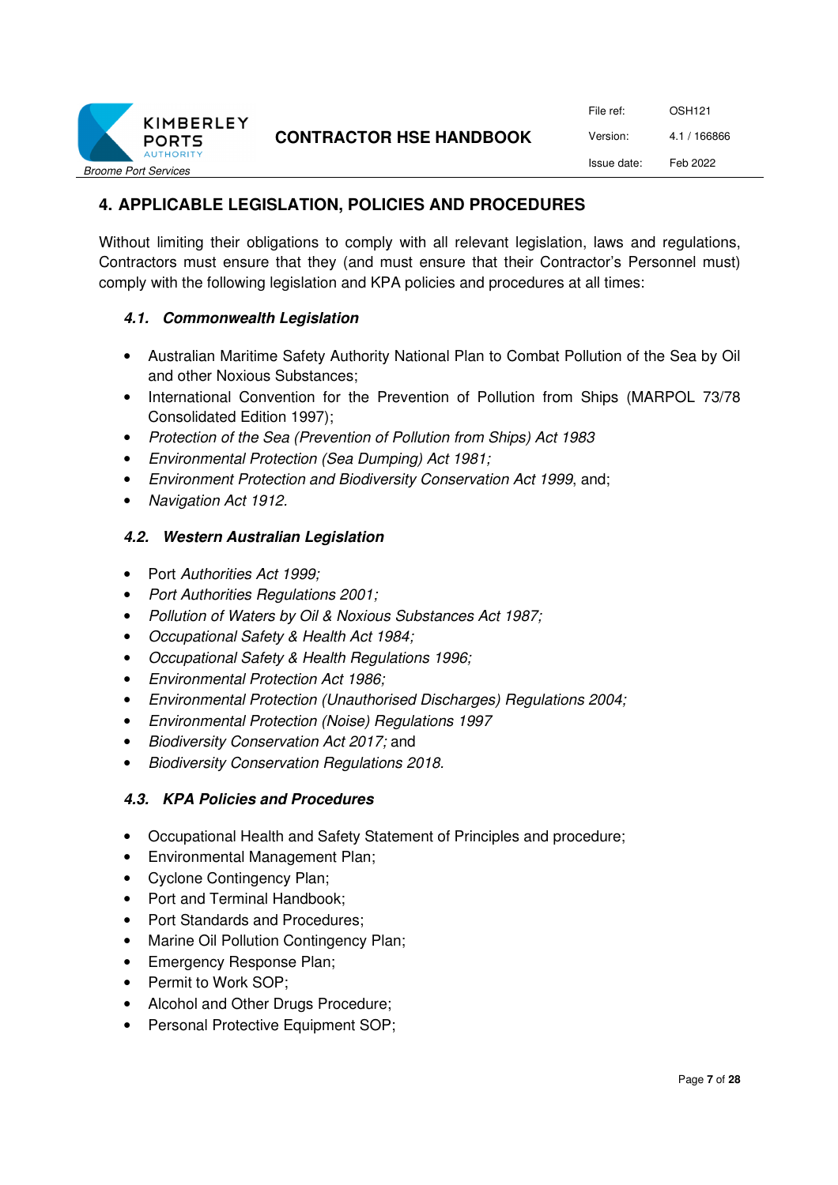## 4. APPLICABLE LEGISLATION, POLICIES AND PROCEDURES

Without limiting their obligations to comply with all relevant legislation, laws and regulations, Contractors must ensure that they (and must ensure that their Contractor's Personnel must) comply with the following legislation and KPA policies and procedures at all times:

### *4.1. Commonwealth Legislation*

- Australian Maritime Safety Authority National Plan to Combat Pollution of the Sea by Oil and other Noxious Substances;
- International Convention for the Prevention of Pollution from Ships (MARPOL 73/78 Consolidated Edition 1997);
- *Protection of the Sea (Prevention of Pollution from Ships) Act 1983*
- *Environmental Protection (Sea Dumping) Act 1981;*
- *Environment Protection and Biodiversity Conservation Act 1999*, and;
- *Navigation Act 1912.*

### *4.2. Western Australian Legislation*

- Port *Authorities Act 1999;*
- *Port Authorities Regulations 2001;*
- *Pollution of Waters by Oil & Noxious Substances Act 1987;*
- *Occupational Safety & Health Act 1984;*
- *Occupational Safety & Health Regulations 1996;*
- *Environmental Protection Act 1986;*
- *Environmental Protection (Unauthorised Discharges) Regulations 2004;*
- *Environmental Protection (Noise) Regulations 1997*
- *Biodiversity Conservation Act 2017;* and
- *Biodiversity Conservation Regulations 2018.*

### *4.3. KPA Policies and Procedures*

- Occupational Health and Safety Statement of Principles and procedure;
- Environmental Management Plan;
- Cyclone Contingency Plan;
- Port and Terminal Handbook;
- Port Standards and Procedures;
- Marine Oil Pollution Contingency Plan;
- Emergency Response Plan;
- Permit to Work SOP;
- Alcohol and Other Drugs Procedure;
- Personal Protective Equipment SOP;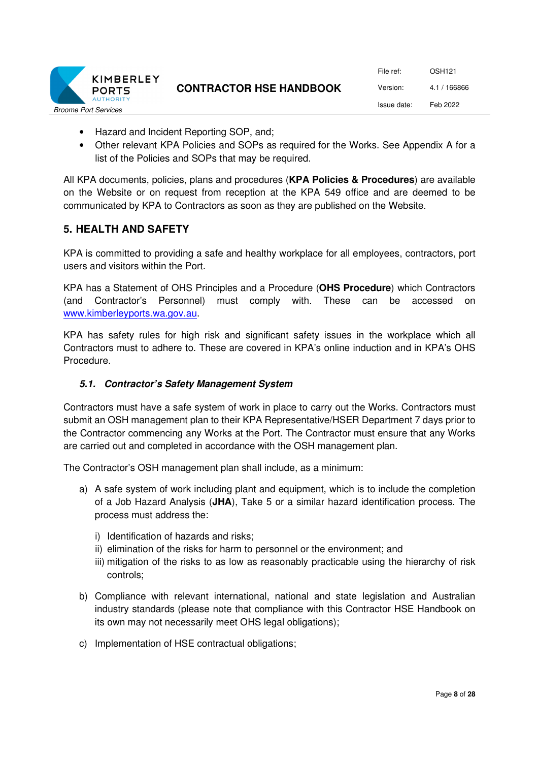- Hazard and Incident Reporting SOP, and;
- Other relevant KPA Policies and SOPs as required for the Works. See Appendix A for a list of the Policies and SOPs that may be required.

All KPA documents, policies, plans and procedures (**KPA Policies & Procedures**) are available on the Website or on request from reception at the KPA 549 office and are deemed to be communicated by KPA to Contractors as soon as they are published on the Website.

## 5. HEALTH AND SAFETY

KPA is committed to providing a safe and healthy workplace for all employees, contractors, port users and visitors within the Port.

KPA has a Statement of OHS Principles and a Procedure (**OHS Procedure**) which Contractors (and Contractor's Personnel) must comply with. These can be accessed on [www.kimberleyports.wa.gov.au](http://www.kimberleyports.wa.gov.au).

KPA has safety rules for high risk and significant safety issues in the workplace which all Contractors must to adhere to. These are covered in KPA's online induction and in KPA's OHS Procedure.

### *5.1. Contractor's Safety Management System*

Contractors must have a safe system of work in place to carry out the Works. Contractors must submit an OSH management plan to their KPA Representative/HSER Department 7 days prior to the Contractor commencing any Works at the Port. The Contractor must ensure that any Works are carried out and completed in accordance with the OSH management plan.

The Contractor's OSH management plan shall include, as a minimum:

a) A safe system of work including plant and equipment, which is to include the completion of a Job Hazard Analysis (**JHA**), Take 5 or a similar hazard identification process. The process must address the:

   i) Identification of hazards and risks;
   ii) elimination of the risks for harm to personnel or the environment; and
   iii) mitigation of the risks to as low as reasonably practicable using the hierarchy of risk controls;

b) Compliance with relevant international, national and state legislation and Australian industry standards (please note that compliance with this Contractor HSE Handbook on its own may not necessarily meet OHS legal obligations);

c) Implementation of HSE contractual obligations;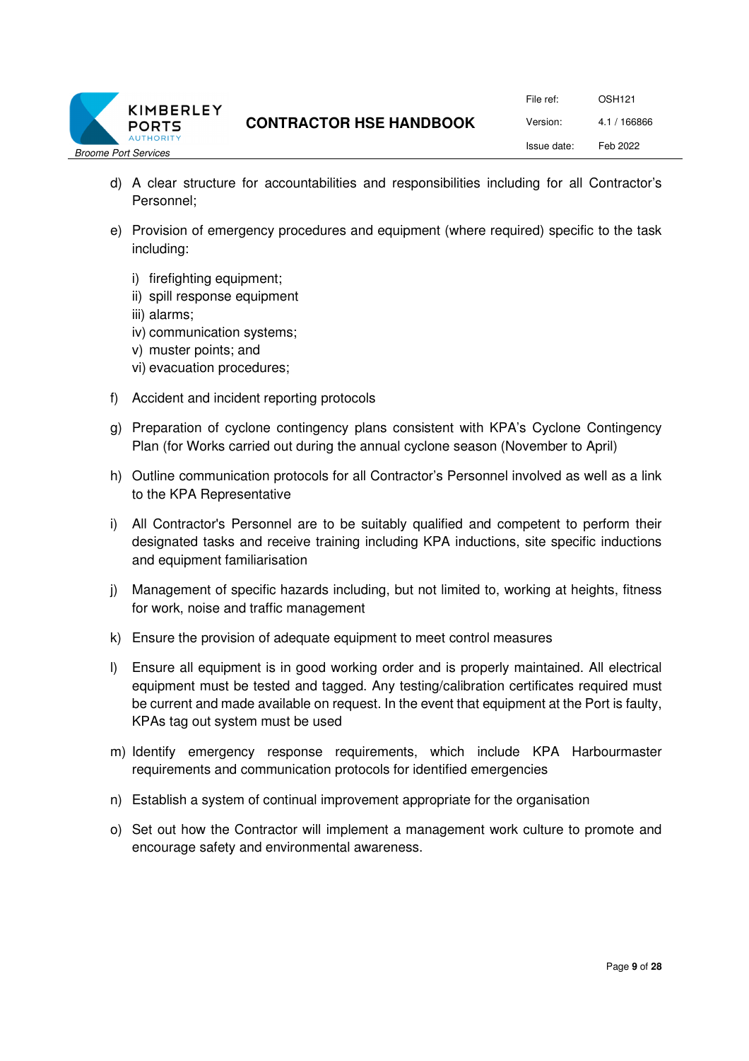d) A clear structure for accountabilities and responsibilities including for all Contractor's Personnel;

e) Provision of emergency procedures and equipment (where required) specific to the task including:

   i) firefighting equipment;
   ii) spill response equipment
   iii) alarms;
   iv) communication systems;
   v) muster points; and
   vi) evacuation procedures;

f) Accident and incident reporting protocols

g) Preparation of cyclone contingency plans consistent with KPA's Cyclone Contingency Plan (for Works carried out during the annual cyclone season (November to April)

h) Outline communication protocols for all Contractor's Personnel involved as well as a link to the KPA Representative

i) All Contractor's Personnel are to be suitably qualified and competent to perform their designated tasks and receive training including KPA inductions, site specific inductions and equipment familiarisation

j) Management of specific hazards including, but not limited to, working at heights, fitness for work, noise and traffic management

k) Ensure the provision of adequate equipment to meet control measures

l) Ensure all equipment is in good working order and is properly maintained. All electrical equipment must be tested and tagged. Any testing/calibration certificates required must be current and made available on request. In the event that equipment at the Port is faulty, KPAs tag out system must be used

m) Identify emergency response requirements, which include KPA Harbourmaster requirements and communication protocols for identified emergencies

n) Establish a system of continual improvement appropriate for the organisation

o) Set out how the Contractor will implement a management work culture to promote and encourage safety and environmental awareness.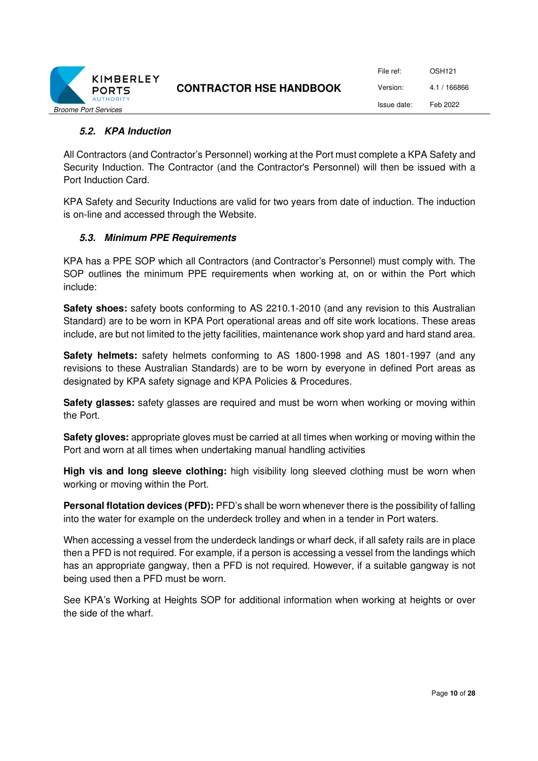### *5.2. KPA Induction*

All Contractors (and Contractor's Personnel) working at the Port must complete a KPA Safety and Security Induction. The Contractor (and the Contractor's Personnel) will then be issued with a Port Induction Card.

KPA Safety and Security Inductions are valid for two years from date of induction. The induction is on-line and accessed through the Website.

### *5.3. Minimum PPE Requirements*

KPA has a PPE SOP which all Contractors (and Contractor's Personnel) must comply with. The SOP outlines the minimum PPE requirements when working at, on or within the Port which include:

**Safety shoes:** safety boots conforming to AS 2210.1-2010 (and any revision to this Australian Standard) are to be worn in KPA Port operational areas and off site work locations. These areas include, are but not limited to the jetty facilities, maintenance work shop yard and hard stand area.

**Safety helmets:** safety helmets conforming to AS 1800-1998 and AS 1801-1997 (and any revisions to these Australian Standards) are to be worn by everyone in defined Port areas as designated by KPA safety signage and KPA Policies & Procedures.

**Safety glasses:** safety glasses are required and must be worn when working or moving within the Port.

**Safety gloves:** appropriate gloves must be carried at all times when working or moving within the Port and worn at all times when undertaking manual handling activities

**High vis and long sleeve clothing:** high visibility long sleeved clothing must be worn when working or moving within the Port.

**Personal flotation devices (PFD):** PFD's shall be worn whenever there is the possibility of falling into the water for example on the underdeck trolley and when in a tender in Port waters.

When accessing a vessel from the underdeck landings or wharf deck, if all safety rails are in place then a PFD is not required. For example, if a person is accessing a vessel from the landings which has an appropriate gangway, then a PFD is not required. However, if a suitable gangway is not being used then a PFD must be worn.

See KPA's Working at Heights SOP for additional information when working at heights or over the side of the wharf.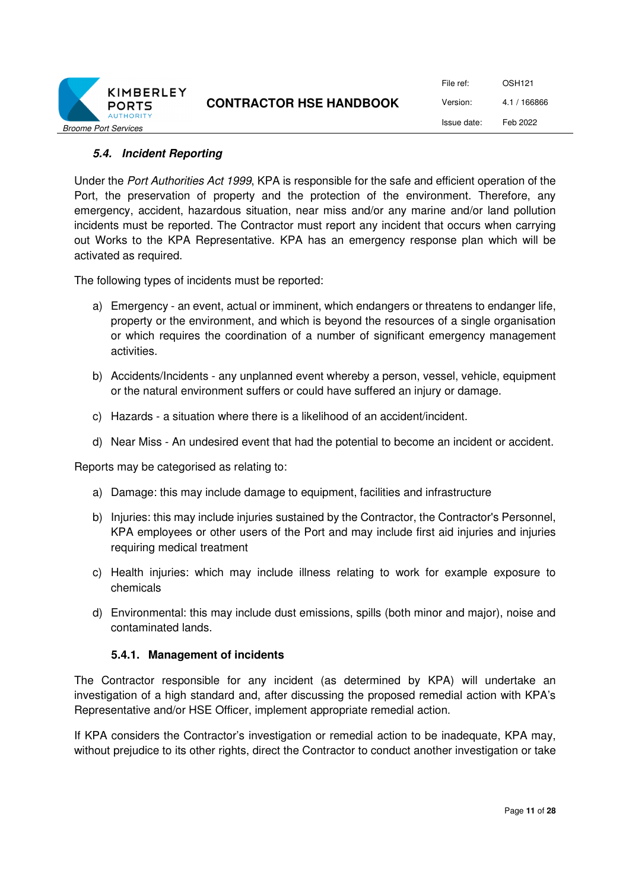### *5.4. Incident Reporting*

Under the *Port Authorities Act 1999*, KPA is responsible for the safe and efficient operation of the Port, the preservation of property and the protection of the environment. Therefore, any emergency, accident, hazardous situation, near miss and/or any marine and/or land pollution incidents must be reported. The Contractor must report any incident that occurs when carrying out Works to the KPA Representative. KPA has an emergency response plan which will be activated as required.

The following types of incidents must be reported:

a) Emergency - an event, actual or imminent, which endangers or threatens to endanger life, property or the environment, and which is beyond the resources of a single organisation or which requires the coordination of a number of significant emergency management activities.

b) Accidents/Incidents - any unplanned event whereby a person, vessel, vehicle, equipment or the natural environment suffers or could have suffered an injury or damage.

c) Hazards - a situation where there is a likelihood of an accident/incident.

d) Near Miss - An undesired event that had the potential to become an incident or accident.

Reports may be categorised as relating to:

a) Damage: this may include damage to equipment, facilities and infrastructure

b) Injuries: this may include injuries sustained by the Contractor, the Contractor's Personnel, KPA employees or other users of the Port and may include first aid injuries and injuries requiring medical treatment

c) Health injuries: which may include illness relating to work for example exposure to chemicals

d) Environmental: this may include dust emissions, spills (both minor and major), noise and contaminated lands.

#### 5.4.1. Management of incidents

The Contractor responsible for any incident (as determined by KPA) will undertake an investigation of a high standard and, after discussing the proposed remedial action with KPA's Representative and/or HSE Officer, implement appropriate remedial action.

If KPA considers the Contractor's investigation or remedial action to be inadequate, KPA may, without prejudice to its other rights, direct the Contractor to conduct another investigation or take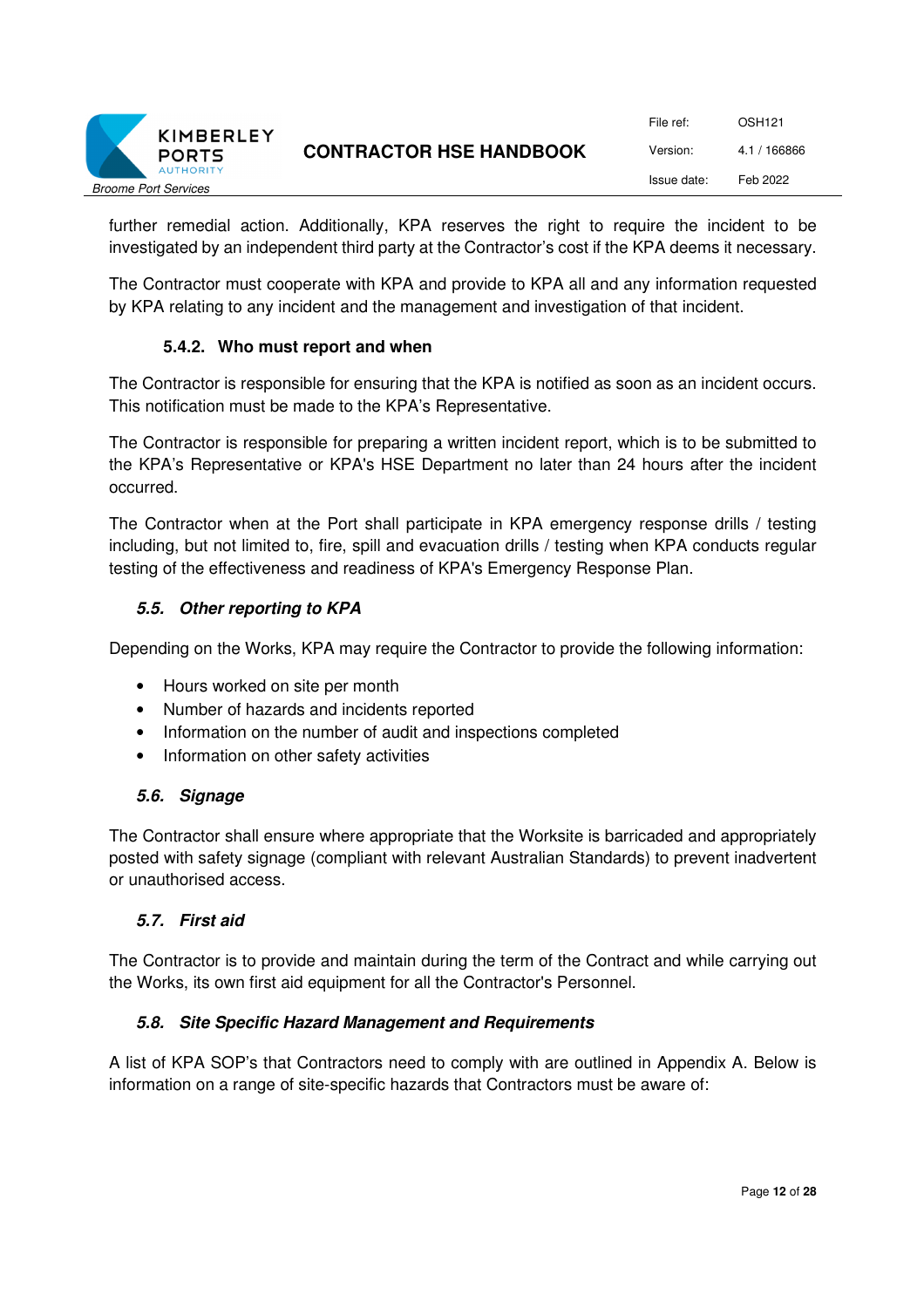further remedial action. Additionally, KPA reserves the right to require the incident to be investigated by an independent third party at the Contractor's cost if the KPA deems it necessary.

The Contractor must cooperate with KPA and provide to KPA all and any information requested by KPA relating to any incident and the management and investigation of that incident.

#### 5.4.2. Who must report and when

The Contractor is responsible for ensuring that the KPA is notified as soon as an incident occurs. This notification must be made to the KPA's Representative.

The Contractor is responsible for preparing a written incident report, which is to be submitted to the KPA's Representative or KPA's HSE Department no later than 24 hours after the incident occurred.

The Contractor when at the Port shall participate in KPA emergency response drills / testing including, but not limited to, fire, spill and evacuation drills / testing when KPA conducts regular testing of the effectiveness and readiness of KPA's Emergency Response Plan.

### *5.5. Other reporting to KPA*

Depending on the Works, KPA may require the Contractor to provide the following information:

- Hours worked on site per month
- Number of hazards and incidents reported
- Information on the number of audit and inspections completed
- Information on other safety activities

### *5.6. Signage*

The Contractor shall ensure where appropriate that the Worksite is barricaded and appropriately posted with safety signage (compliant with relevant Australian Standards) to prevent inadvertent or unauthorised access.

### *5.7. First aid*

The Contractor is to provide and maintain during the term of the Contract and while carrying out the Works, its own first aid equipment for all the Contractor's Personnel.

### *5.8. Site Specific Hazard Management and Requirements*

A list of KPA SOP's that Contractors need to comply with are outlined in Appendix A. Below is information on a range of site-specific hazards that Contractors must be aware of: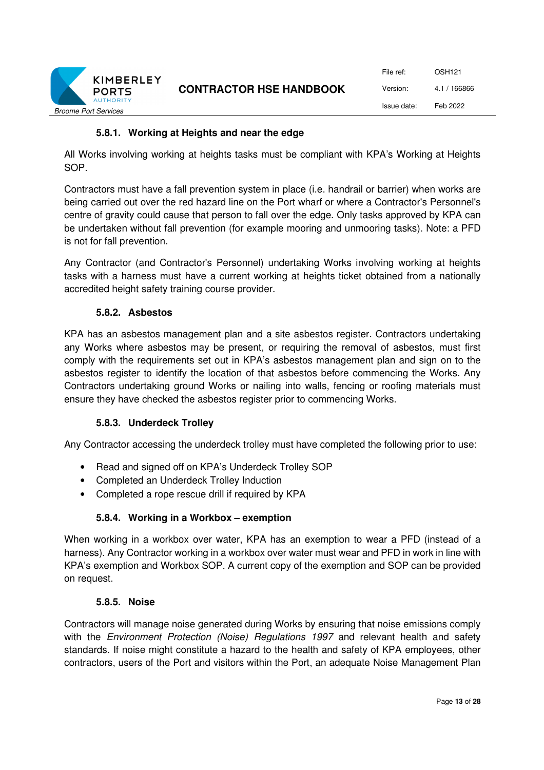#### 5.8.1. Working at Heights and near the edge

All Works involving working at heights tasks must be compliant with KPA's Working at Heights SOP.

Contractors must have a fall prevention system in place (i.e. handrail or barrier) when works are being carried out over the red hazard line on the Port wharf or where a Contractor's Personnel's centre of gravity could cause that person to fall over the edge. Only tasks approved by KPA can be undertaken without fall prevention (for example mooring and unmooring tasks). Note: a PFD is not for fall prevention.

Any Contractor (and Contractor's Personnel) undertaking Works involving working at heights tasks with a harness must have a current working at heights ticket obtained from a nationally accredited height safety training course provider.

#### 5.8.2. Asbestos

KPA has an asbestos management plan and a site asbestos register. Contractors undertaking any Works where asbestos may be present, or requiring the removal of asbestos, must first comply with the requirements set out in KPA's asbestos management plan and sign on to the asbestos register to identify the location of that asbestos before commencing the Works. Any Contractors undertaking ground Works or nailing into walls, fencing or roofing materials must ensure they have checked the asbestos register prior to commencing Works.

#### 5.8.3. Underdeck Trolley

Any Contractor accessing the underdeck trolley must have completed the following prior to use:

- Read and signed off on KPA's Underdeck Trolley SOP
- Completed an Underdeck Trolley Induction
- Completed a rope rescue drill if required by KPA

#### 5.8.4. Working in a Workbox – exemption

When working in a workbox over water, KPA has an exemption to wear a PFD (instead of a harness). Any Contractor working in a workbox over water must wear and PFD in work in line with KPA's exemption and Workbox SOP. A current copy of the exemption and SOP can be provided on request.

#### 5.8.5. Noise

Contractors will manage noise generated during Works by ensuring that noise emissions comply with the *Environment Protection (Noise) Regulations 1997* and relevant health and safety standards. If noise might constitute a hazard to the health and safety of KPA employees, other contractors, users of the Port and visitors within the Port, an adequate Noise Management Plan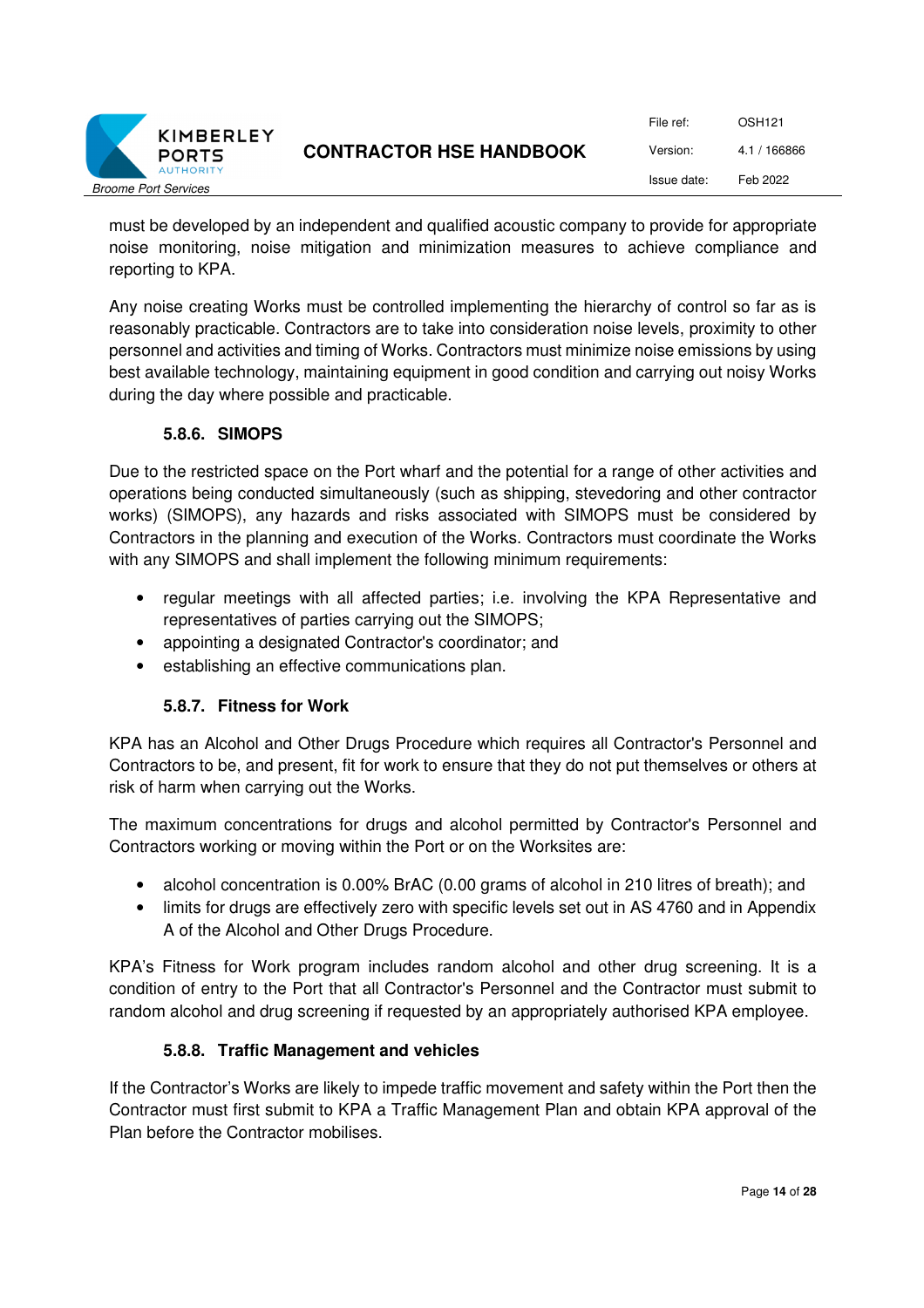must be developed by an independent and qualified acoustic company to provide for appropriate noise monitoring, noise mitigation and minimization measures to achieve compliance and reporting to KPA.

Any noise creating Works must be controlled implementing the hierarchy of control so far as is reasonably practicable. Contractors are to take into consideration noise levels, proximity to other personnel and activities and timing of Works. Contractors must minimize noise emissions by using best available technology, maintaining equipment in good condition and carrying out noisy Works during the day where possible and practicable.

#### 5.8.6. SIMOPS

Due to the restricted space on the Port wharf and the potential for a range of other activities and operations being conducted simultaneously (such as shipping, stevedoring and other contractor works) (SIMOPS), any hazards and risks associated with SIMOPS must be considered by Contractors in the planning and execution of the Works. Contractors must coordinate the Works with any SIMOPS and shall implement the following minimum requirements:

- regular meetings with all affected parties; i.e. involving the KPA Representative and representatives of parties carrying out the SIMOPS;
- appointing a designated Contractor's coordinator; and
- establishing an effective communications plan.

#### 5.8.7. Fitness for Work

KPA has an Alcohol and Other Drugs Procedure which requires all Contractor's Personnel and Contractors to be, and present, fit for work to ensure that they do not put themselves or others at risk of harm when carrying out the Works.

The maximum concentrations for drugs and alcohol permitted by Contractor's Personnel and Contractors working or moving within the Port or on the Worksites are:

- alcohol concentration is 0.00% BrAC (0.00 grams of alcohol in 210 litres of breath); and
- limits for drugs are effectively zero with specific levels set out in AS 4760 and in Appendix A of the Alcohol and Other Drugs Procedure.

KPA's Fitness for Work program includes random alcohol and other drug screening. It is a condition of entry to the Port that all Contractor's Personnel and the Contractor must submit to random alcohol and drug screening if requested by an appropriately authorised KPA employee.

#### 5.8.8. Traffic Management and vehicles

If the Contractor's Works are likely to impede traffic movement and safety within the Port then the Contractor must first submit to KPA a Traffic Management Plan and obtain KPA approval of the Plan before the Contractor mobilises.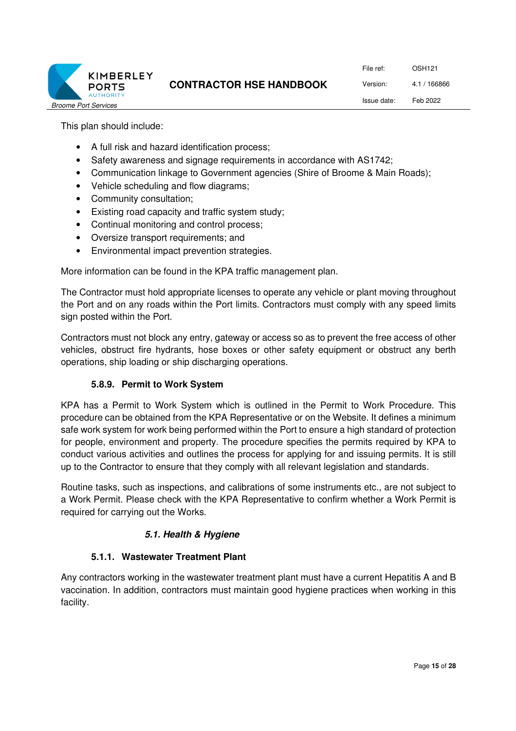This plan should include:

- A full risk and hazard identification process;
- Safety awareness and signage requirements in accordance with AS1742;
- Communication linkage to Government agencies (Shire of Broome & Main Roads);
- Vehicle scheduling and flow diagrams;
- Community consultation;
- Existing road capacity and traffic system study;
- Continual monitoring and control process;
- Oversize transport requirements; and
- Environmental impact prevention strategies.

More information can be found in the KPA traffic management plan.

The Contractor must hold appropriate licenses to operate any vehicle or plant moving throughout the Port and on any roads within the Port limits. Contractors must comply with any speed limits sign posted within the Port.

Contractors must not block any entry, gateway or access so as to prevent the free access of other vehicles, obstruct fire hydrants, hose boxes or other safety equipment or obstruct any berth operations, ship loading or ship discharging operations.

#### 5.8.9. Permit to Work System

KPA has a Permit to Work System which is outlined in the Permit to Work Procedure. This procedure can be obtained from the KPA Representative or on the Website. It defines a minimum safe work system for work being performed within the Port to ensure a high standard of protection for people, environment and property. The procedure specifies the permits required by KPA to conduct various activities and outlines the process for applying for and issuing permits. It is still up to the Contractor to ensure that they comply with all relevant legislation and standards.

Routine tasks, such as inspections, and calibrations of some instruments etc., are not subject to a Work Permit. Please check with the KPA Representative to confirm whether a Work Permit is required for carrying out the Works.

### *5.1. Health & Hygiene*

#### 5.1.1. Wastewater Treatment Plant

Any contractors working in the wastewater treatment plant must have a current Hepatitis A and B vaccination. In addition, contractors must maintain good hygiene practices when working in this facility.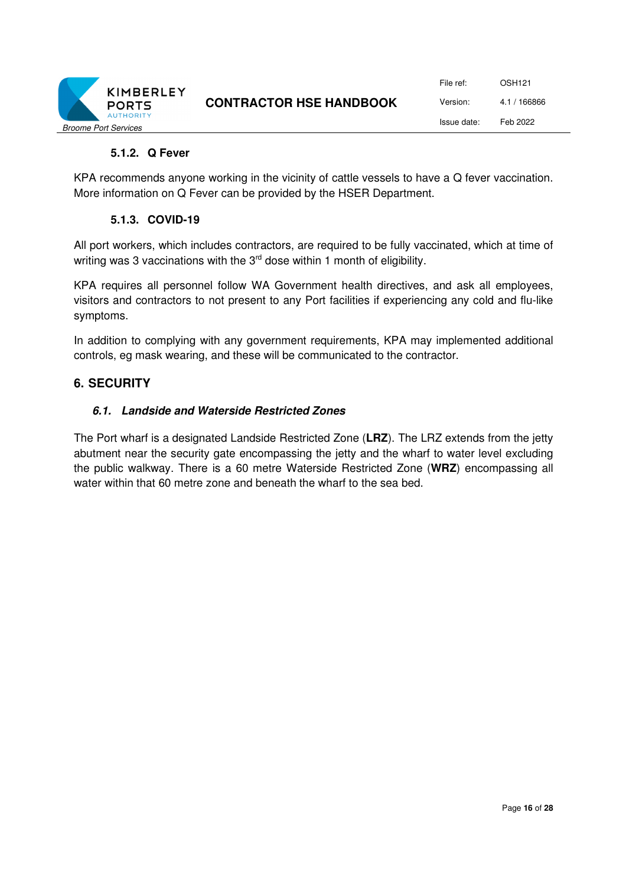#### 5.1.2. Q Fever

KPA recommends anyone working in the vicinity of cattle vessels to have a Q fever vaccination. More information on Q Fever can be provided by the HSER Department.

#### 5.1.3. COVID-19

All port workers, which includes contractors, are required to be fully vaccinated, which at time of writing was 3 vaccinations with the 3rd dose within 1 month of eligibility.

KPA requires all personnel follow WA Government health directives, and ask all employees, visitors and contractors to not present to any Port facilities if experiencing any cold and flu-like symptoms.

In addition to complying with any government requirements, KPA may implemented additional controls, eg mask wearing, and these will be communicated to the contractor.

## 6. SECURITY

### *6.1. Landside and Waterside Restricted Zones*

The Port wharf is a designated Landside Restricted Zone (**LRZ**). The LRZ extends from the jetty abutment near the security gate encompassing the jetty and the wharf to water level excluding the public walkway. There is a 60 metre Waterside Restricted Zone (**WRZ**) encompassing all water within that 60 metre zone and beneath the wharf to the sea bed.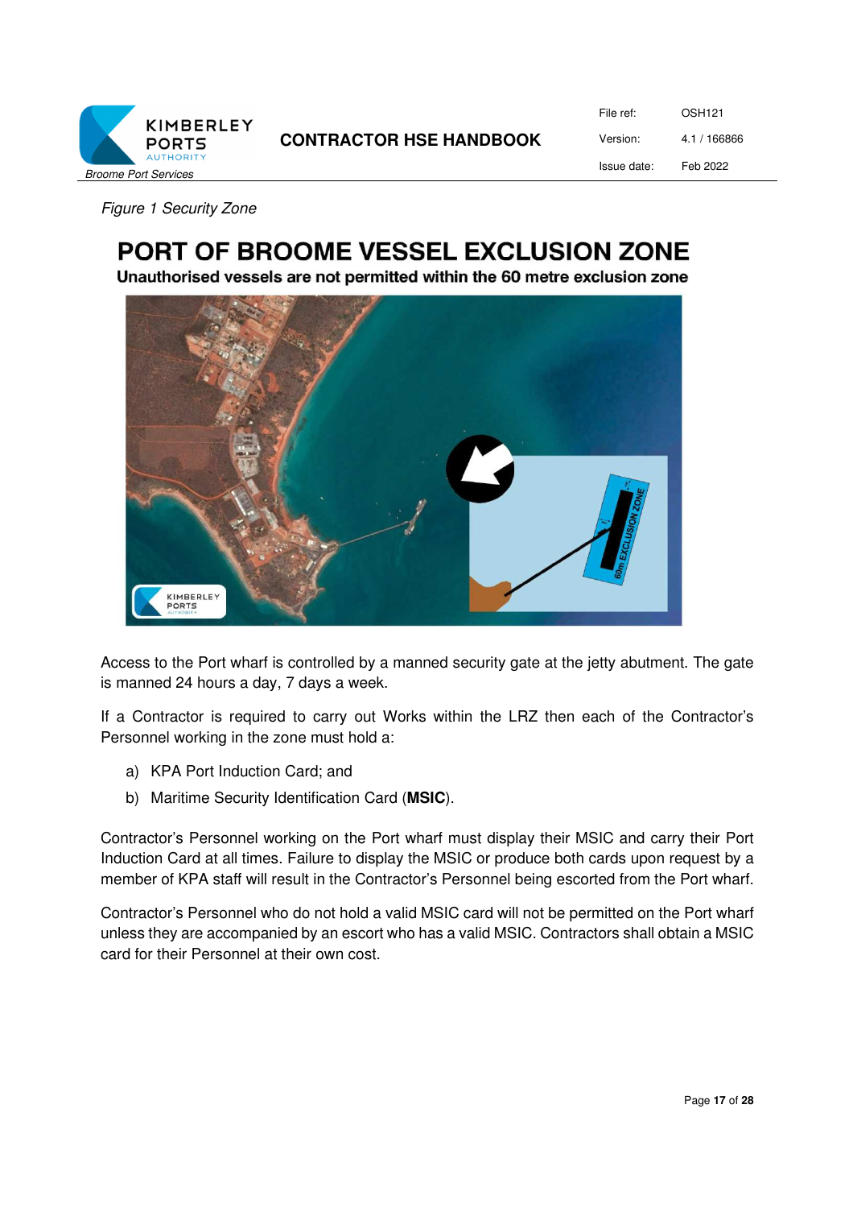*Figure 1 Security Zone*

# PORT OF BROOME VESSEL EXCLUSION ZONE

**Unauthorised vessels are not permitted within the 60 metre exclusion zone**

Access to the Port wharf is controlled by a manned security gate at the jetty abutment. The gate is manned 24 hours a day, 7 days a week.

If a Contractor is required to carry out Works within the LRZ then each of the Contractor's Personnel working in the zone must hold a:

a) KPA Port Induction Card; and

b) Maritime Security Identification Card (**MSIC**).

Contractor's Personnel working on the Port wharf must display their MSIC and carry their Port Induction Card at all times. Failure to display the MSIC or produce both cards upon request by a member of KPA staff will result in the Contractor's Personnel being escorted from the Port wharf.

Contractor's Personnel who do not hold a valid MSIC card will not be permitted on the Port wharf unless they are accompanied by an escort who has a valid MSIC. Contractors shall obtain a MSIC card for their Personnel at their own cost.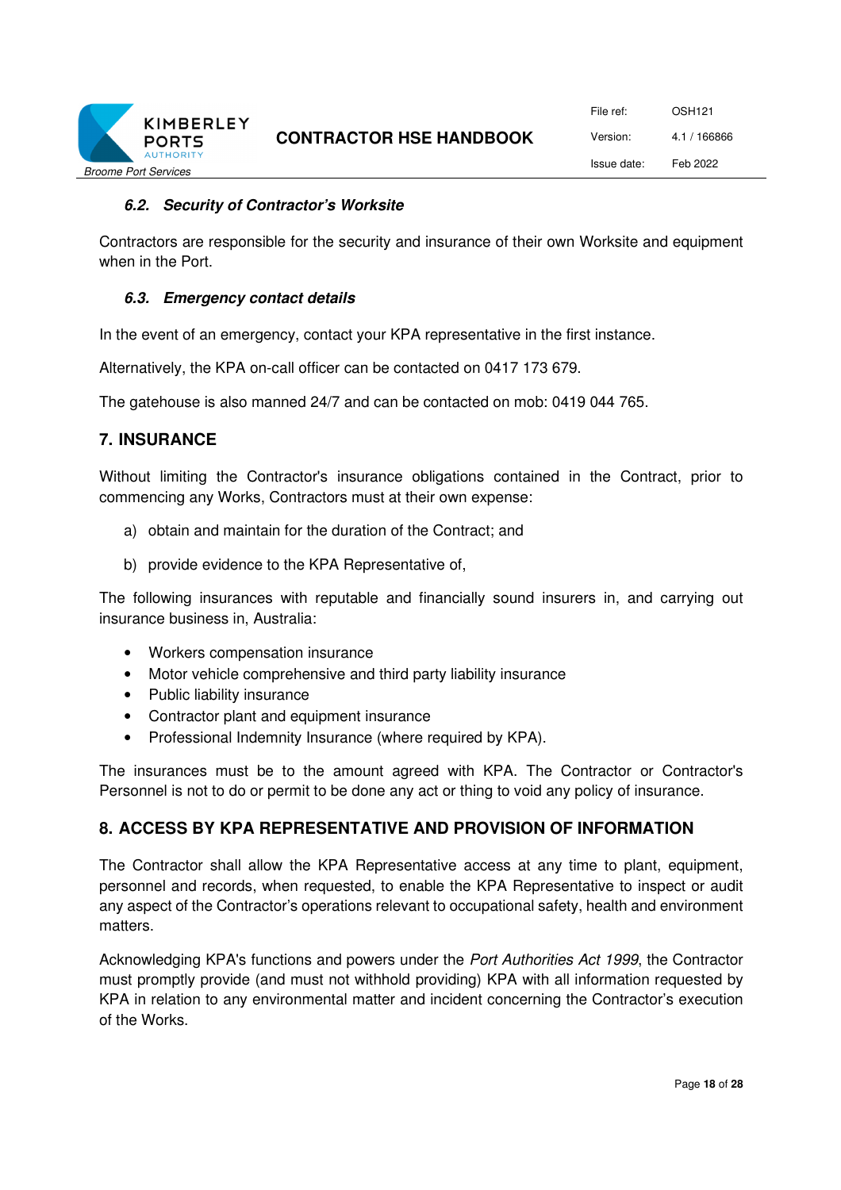### *6.2. Security of Contractor's Worksite*

Contractors are responsible for the security and insurance of their own Worksite and equipment when in the Port.

### *6.3. Emergency contact details*

In the event of an emergency, contact your KPA representative in the first instance.

Alternatively, the KPA on-call officer can be contacted on 0417 173 679.

The gatehouse is also manned 24/7 and can be contacted on mob: 0419 044 765.

## 7. INSURANCE

Without limiting the Contractor's insurance obligations contained in the Contract, prior to commencing any Works, Contractors must at their own expense:

a) obtain and maintain for the duration of the Contract; and

b) provide evidence to the KPA Representative of,

The following insurances with reputable and financially sound insurers in, and carrying out insurance business in, Australia:

- Workers compensation insurance
- Motor vehicle comprehensive and third party liability insurance
- Public liability insurance
- Contractor plant and equipment insurance
- Professional Indemnity Insurance (where required by KPA).

The insurances must be to the amount agreed with KPA. The Contractor or Contractor's Personnel is not to do or permit to be done any act or thing to void any policy of insurance.

## 8. ACCESS BY KPA REPRESENTATIVE AND PROVISION OF INFORMATION

The Contractor shall allow the KPA Representative access at any time to plant, equipment, personnel and records, when requested, to enable the KPA Representative to inspect or audit any aspect of the Contractor's operations relevant to occupational safety, health and environment matters.

Acknowledging KPA's functions and powers under the *Port Authorities Act 1999*, the Contractor must promptly provide (and must not withhold providing) KPA with all information requested by KPA in relation to any environmental matter and incident concerning the Contractor's execution of the Works.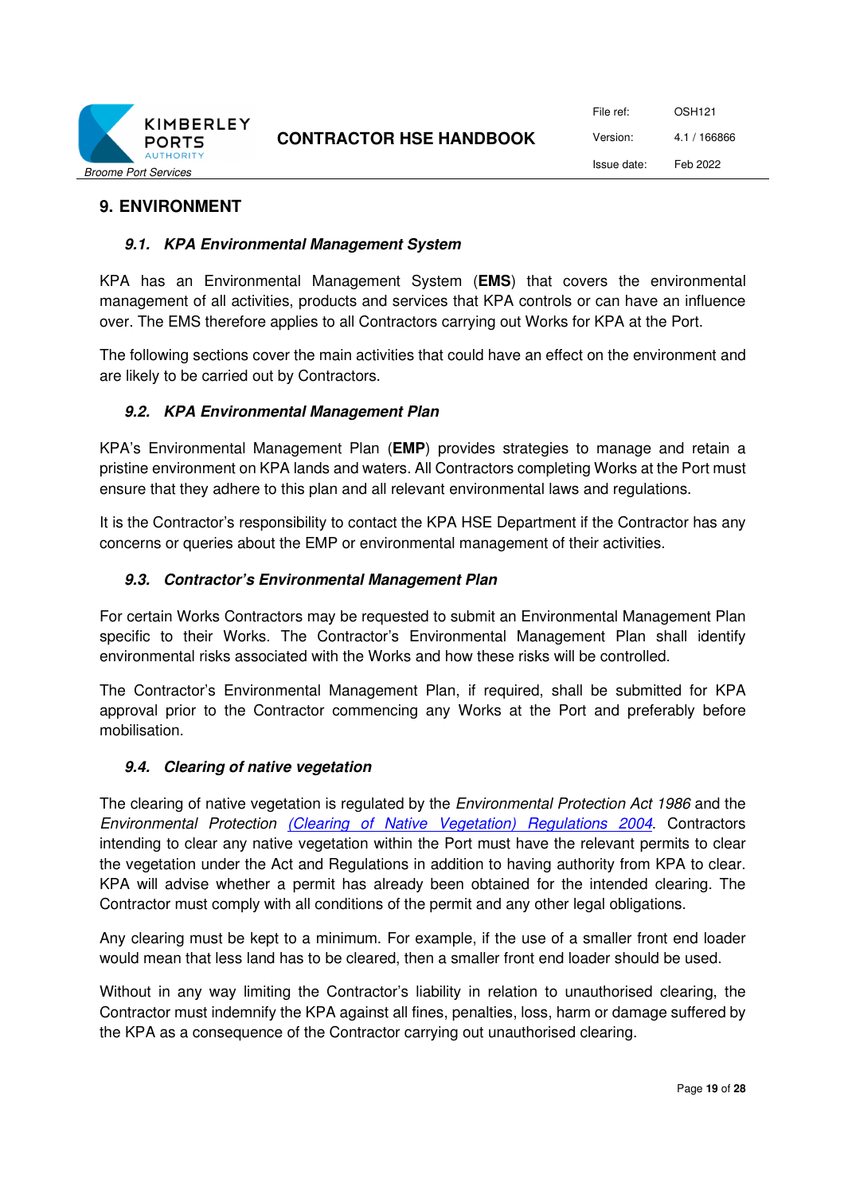# 9. ENVIRONMENT

## *9.1. KPA Environmental Management System*

KPA has an Environmental Management System (**EMS**) that covers the environmental management of all activities, products and services that KPA controls or can have an influence over. The EMS therefore applies to all Contractors carrying out Works for KPA at the Port.

The following sections cover the main activities that could have an effect on the environment and are likely to be carried out by Contractors.

## *9.2. KPA Environmental Management Plan*

KPA's Environmental Management Plan (**EMP**) provides strategies to manage and retain a pristine environment on KPA lands and waters. All Contractors completing Works at the Port must ensure that they adhere to this plan and all relevant environmental laws and regulations.

It is the Contractor's responsibility to contact the KPA HSE Department if the Contractor has any concerns or queries about the EMP or environmental management of their activities.

## *9.3. Contractor's Environmental Management Plan*

For certain Works Contractors may be requested to submit an Environmental Management Plan specific to their Works. The Contractor's Environmental Management Plan shall identify environmental risks associated with the Works and how these risks will be controlled.

The Contractor's Environmental Management Plan, if required, shall be submitted for KPA approval prior to the Contractor commencing any Works at the Port and preferably before mobilisation.

## *9.4. Clearing of native vegetation*

The clearing of native vegetation is regulated by the *Environmental Protection Act 1986* and the *Environmental Protection (Clearing of Native Vegetation) Regulations 2004*. Contractors intending to clear any native vegetation within the Port must have the relevant permits to clear the vegetation under the Act and Regulations in addition to having authority from KPA to clear. KPA will advise whether a permit has already been obtained for the intended clearing. The Contractor must comply with all conditions of the permit and any other legal obligations.

Any clearing must be kept to a minimum. For example, if the use of a smaller front end loader would mean that less land has to be cleared, then a smaller front end loader should be used.

Without in any way limiting the Contractor's liability in relation to unauthorised clearing, the Contractor must indemnify the KPA against all fines, penalties, loss, harm or damage suffered by the KPA as a consequence of the Contractor carrying out unauthorised clearing.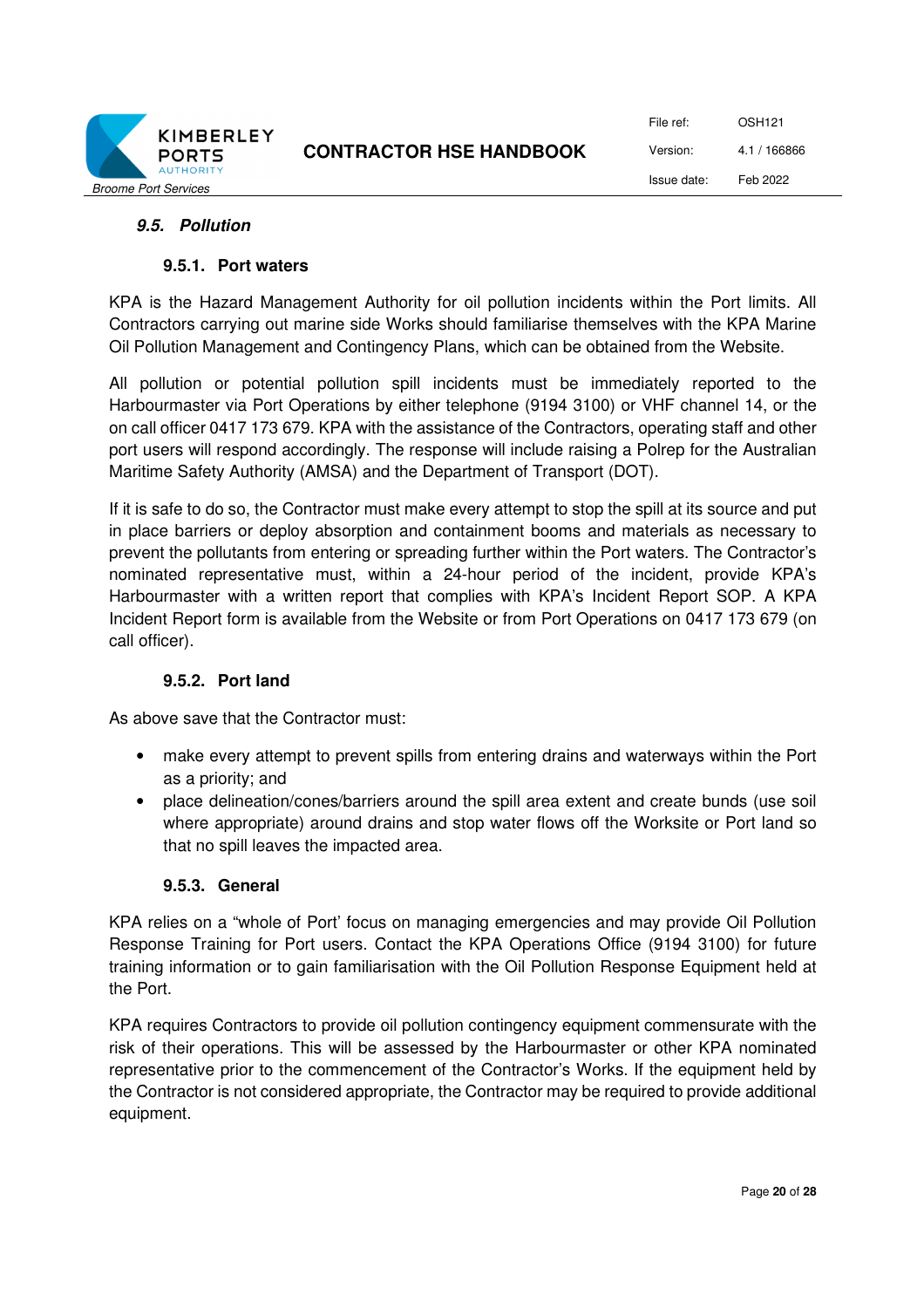### 9.5. Pollution

#### 9.5.1. Port waters

KPA is the Hazard Management Authority for oil pollution incidents within the Port limits. All Contractors carrying out marine side Works should familiarise themselves with the KPA Marine Oil Pollution Management and Contingency Plans, which can be obtained from the Website.

All pollution or potential pollution spill incidents must be immediately reported to the Harbourmaster via Port Operations by either telephone (9194 3100) or VHF channel 14, or the on call officer 0417 173 679. KPA with the assistance of the Contractors, operating staff and other port users will respond accordingly. The response will include raising a Polrep for the Australian Maritime Safety Authority (AMSA) and the Department of Transport (DOT).

If it is safe to do so, the Contractor must make every attempt to stop the spill at its source and put in place barriers or deploy absorption and containment booms and materials as necessary to prevent the pollutants from entering or spreading further within the Port waters. The Contractor's nominated representative must, within a 24-hour period of the incident, provide KPA's Harbourmaster with a written report that complies with KPA's Incident Report SOP. A KPA Incident Report form is available from the Website or from Port Operations on 0417 173 679 (on call officer).

#### 9.5.2. Port land

As above save that the Contractor must:

- make every attempt to prevent spills from entering drains and waterways within the Port as a priority; and
- place delineation/cones/barriers around the spill area extent and create bunds (use soil where appropriate) around drains and stop water flows off the Worksite or Port land so that no spill leaves the impacted area.

#### 9.5.3. General

KPA relies on a "whole of Port' focus on managing emergencies and may provide Oil Pollution Response Training for Port users. Contact the KPA Operations Office (9194 3100) for future training information or to gain familiarisation with the Oil Pollution Response Equipment held at the Port.

KPA requires Contractors to provide oil pollution contingency equipment commensurate with the risk of their operations. This will be assessed by the Harbourmaster or other KPA nominated representative prior to the commencement of the Contractor's Works. If the equipment held by the Contractor is not considered appropriate, the Contractor may be required to provide additional equipment.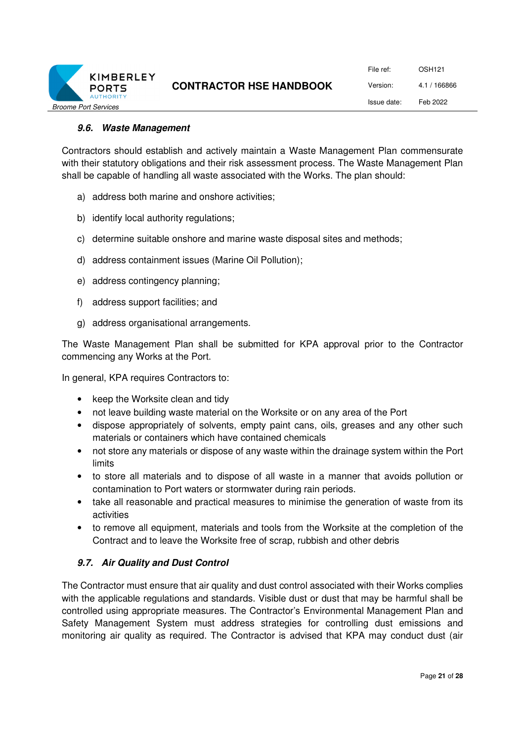### 9.6. Waste Management

Contractors should establish and actively maintain a Waste Management Plan commensurate with their statutory obligations and their risk assessment process. The Waste Management Plan shall be capable of handling all waste associated with the Works. The plan should:

a) address both marine and onshore activities;

b) identify local authority regulations;

c) determine suitable onshore and marine waste disposal sites and methods;

d) address containment issues (Marine Oil Pollution);

e) address contingency planning;

f) address support facilities; and

g) address organisational arrangements.

The Waste Management Plan shall be submitted for KPA approval prior to the Contractor commencing any Works at the Port.

In general, KPA requires Contractors to:

- keep the Worksite clean and tidy
- not leave building waste material on the Worksite or on any area of the Port
- dispose appropriately of solvents, empty paint cans, oils, greases and any other such materials or containers which have contained chemicals
- not store any materials or dispose of any waste within the drainage system within the Port limits
- to store all materials and to dispose of all waste in a manner that avoids pollution or contamination to Port waters or stormwater during rain periods.
- take all reasonable and practical measures to minimise the generation of waste from its activities
- to remove all equipment, materials and tools from the Worksite at the completion of the Contract and to leave the Worksite free of scrap, rubbish and other debris

### 9.7. Air Quality and Dust Control

The Contractor must ensure that air quality and dust control associated with their Works complies with the applicable regulations and standards. Visible dust or dust that may be harmful shall be controlled using appropriate measures. The Contractor's Environmental Management Plan and Safety Management System must address strategies for controlling dust emissions and monitoring air quality as required. The Contractor is advised that KPA may conduct dust (air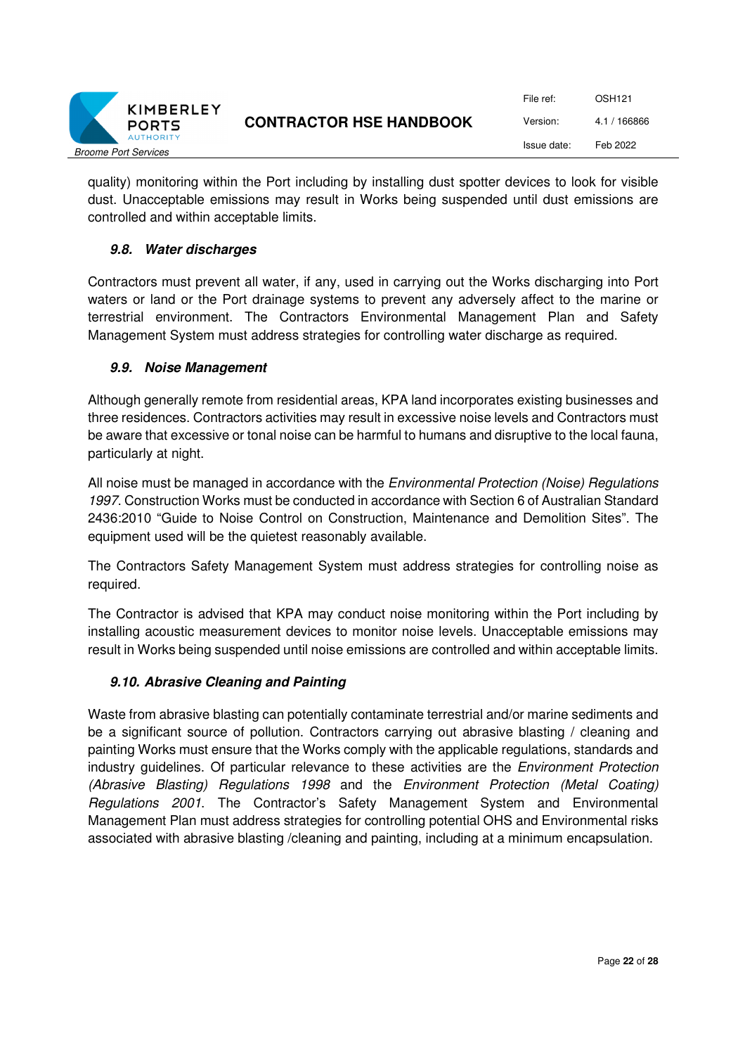quality) monitoring within the Port including by installing dust spotter devices to look for visible dust. Unacceptable emissions may result in Works being suspended until dust emissions are controlled and within acceptable limits.

### *9.8. Water discharges*

Contractors must prevent all water, if any, used in carrying out the Works discharging into Port waters or land or the Port drainage systems to prevent any adversely affect to the marine or terrestrial environment. The Contractors Environmental Management Plan and Safety Management System must address strategies for controlling water discharge as required.

### *9.9. Noise Management*

Although generally remote from residential areas, KPA land incorporates existing businesses and three residences. Contractors activities may result in excessive noise levels and Contractors must be aware that excessive or tonal noise can be harmful to humans and disruptive to the local fauna, particularly at night.

All noise must be managed in accordance with the *Environmental Protection (Noise) Regulations 1997*. Construction Works must be conducted in accordance with Section 6 of Australian Standard 2436:2010 "Guide to Noise Control on Construction, Maintenance and Demolition Sites". The equipment used will be the quietest reasonably available.

The Contractors Safety Management System must address strategies for controlling noise as required.

The Contractor is advised that KPA may conduct noise monitoring within the Port including by installing acoustic measurement devices to monitor noise levels. Unacceptable emissions may result in Works being suspended until noise emissions are controlled and within acceptable limits.

### *9.10. Abrasive Cleaning and Painting*

Waste from abrasive blasting can potentially contaminate terrestrial and/or marine sediments and be a significant source of pollution. Contractors carrying out abrasive blasting / cleaning and painting Works must ensure that the Works comply with the applicable regulations, standards and industry guidelines. Of particular relevance to these activities are the *Environment Protection (Abrasive Blasting) Regulations 1998* and the *Environment Protection (Metal Coating) Regulations 2001.* The Contractor's Safety Management System and Environmental Management Plan must address strategies for controlling potential OHS and Environmental risks associated with abrasive blasting /cleaning and painting, including at a minimum encapsulation.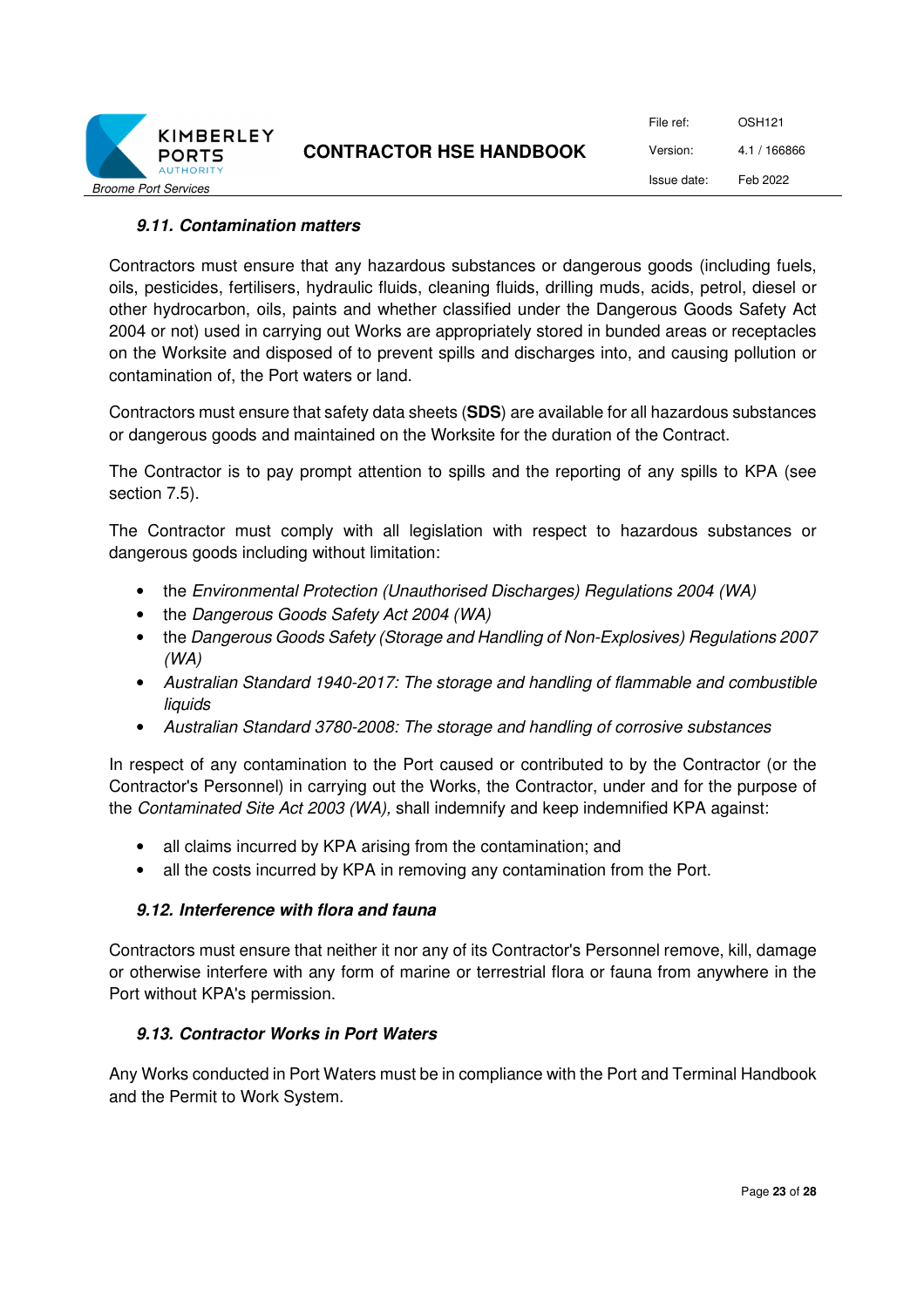### *9.11. Contamination matters*

Contractors must ensure that any hazardous substances or dangerous goods (including fuels, oils, pesticides, fertilisers, hydraulic fluids, cleaning fluids, drilling muds, acids, petrol, diesel or other hydrocarbon, oils, paints and whether classified under the Dangerous Goods Safety Act 2004 or not) used in carrying out Works are appropriately stored in bunded areas or receptacles on the Worksite and disposed of to prevent spills and discharges into, and causing pollution or contamination of, the Port waters or land.

Contractors must ensure that safety data sheets (**SDS**) are available for all hazardous substances or dangerous goods and maintained on the Worksite for the duration of the Contract.

The Contractor is to pay prompt attention to spills and the reporting of any spills to KPA (see section 7.5).

The Contractor must comply with all legislation with respect to hazardous substances or dangerous goods including without limitation:

- the *Environmental Protection (Unauthorised Discharges) Regulations 2004 (WA)*
- the *Dangerous Goods Safety Act 2004 (WA)*
- the *Dangerous Goods Safety (Storage and Handling of Non-Explosives) Regulations 2007 (WA)*
- *Australian Standard 1940-2017: The storage and handling of flammable and combustible liquids*
- *Australian Standard 3780-2008: The storage and handling of corrosive substances*

In respect of any contamination to the Port caused or contributed to by the Contractor (or the Contractor's Personnel) in carrying out the Works, the Contractor, under and for the purpose of the *Contaminated Site Act 2003 (WA),* shall indemnify and keep indemnified KPA against:

- all claims incurred by KPA arising from the contamination; and
- all the costs incurred by KPA in removing any contamination from the Port.

### *9.12. Interference with flora and fauna*

Contractors must ensure that neither it nor any of its Contractor's Personnel remove, kill, damage or otherwise interfere with any form of marine or terrestrial flora or fauna from anywhere in the Port without KPA's permission.

### *9.13. Contractor Works in Port Waters*

Any Works conducted in Port Waters must be in compliance with the Port and Terminal Handbook and the Permit to Work System.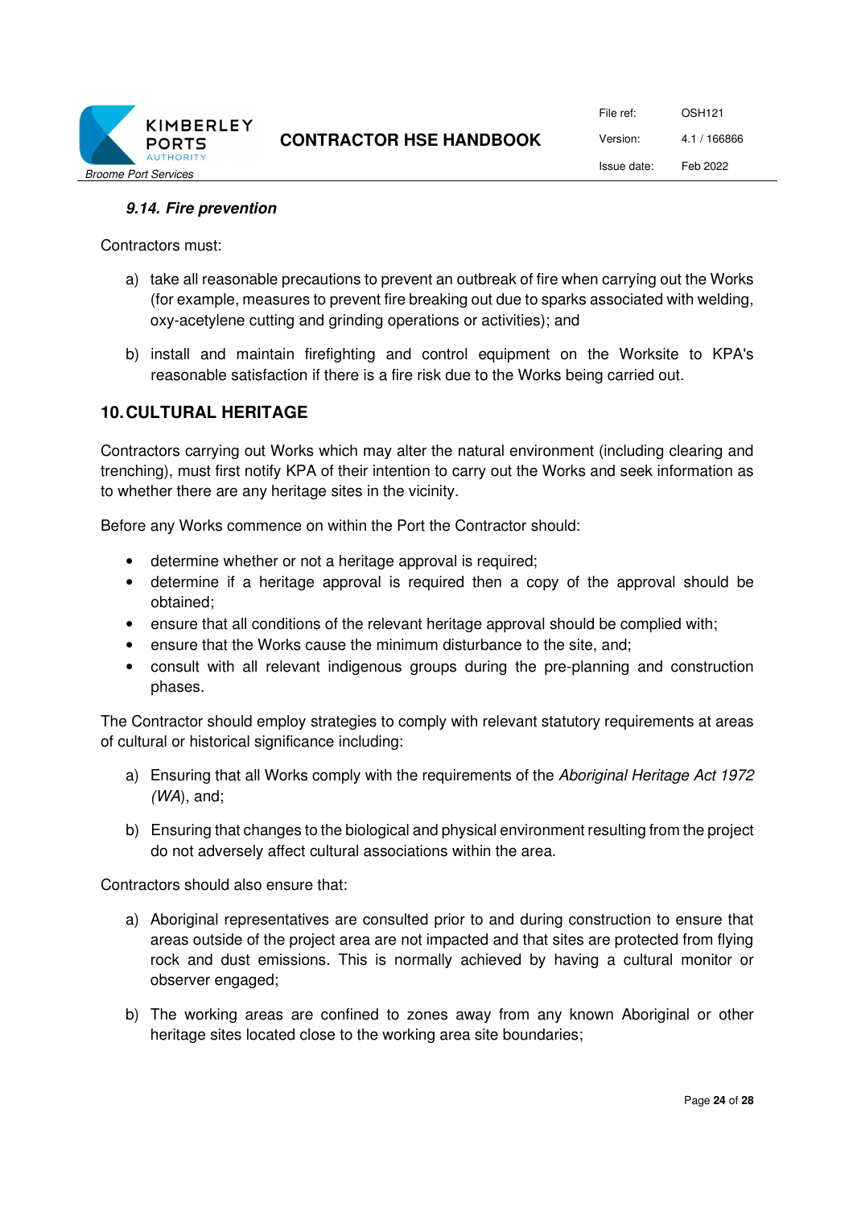### *9.14. Fire prevention*

Contractors must:

a) take all reasonable precautions to prevent an outbreak of fire when carrying out the Works (for example, measures to prevent fire breaking out due to sparks associated with welding, oxy-acetylene cutting and grinding operations or activities); and

b) install and maintain firefighting and control equipment on the Worksite to KPA's reasonable satisfaction if there is a fire risk due to the Works being carried out.

## 10. CULTURAL HERITAGE

Contractors carrying out Works which may alter the natural environment (including clearing and trenching), must first notify KPA of their intention to carry out the Works and seek information as to whether there are any heritage sites in the vicinity.

Before any Works commence on within the Port the Contractor should:

- determine whether or not a heritage approval is required;
- determine if a heritage approval is required then a copy of the approval should be obtained;
- ensure that all conditions of the relevant heritage approval should be complied with;
- ensure that the Works cause the minimum disturbance to the site, and;
- consult with all relevant indigenous groups during the pre-planning and construction phases.

The Contractor should employ strategies to comply with relevant statutory requirements at areas of cultural or historical significance including:

a) Ensuring that all Works comply with the requirements of the *Aboriginal Heritage Act 1972 (WA*), and;

b) Ensuring that changes to the biological and physical environment resulting from the project do not adversely affect cultural associations within the area.

Contractors should also ensure that:

a) Aboriginal representatives are consulted prior to and during construction to ensure that areas outside of the project area are not impacted and that sites are protected from flying rock and dust emissions. This is normally achieved by having a cultural monitor or observer engaged;

b) The working areas are confined to zones away from any known Aboriginal or other heritage sites located close to the working area site boundaries;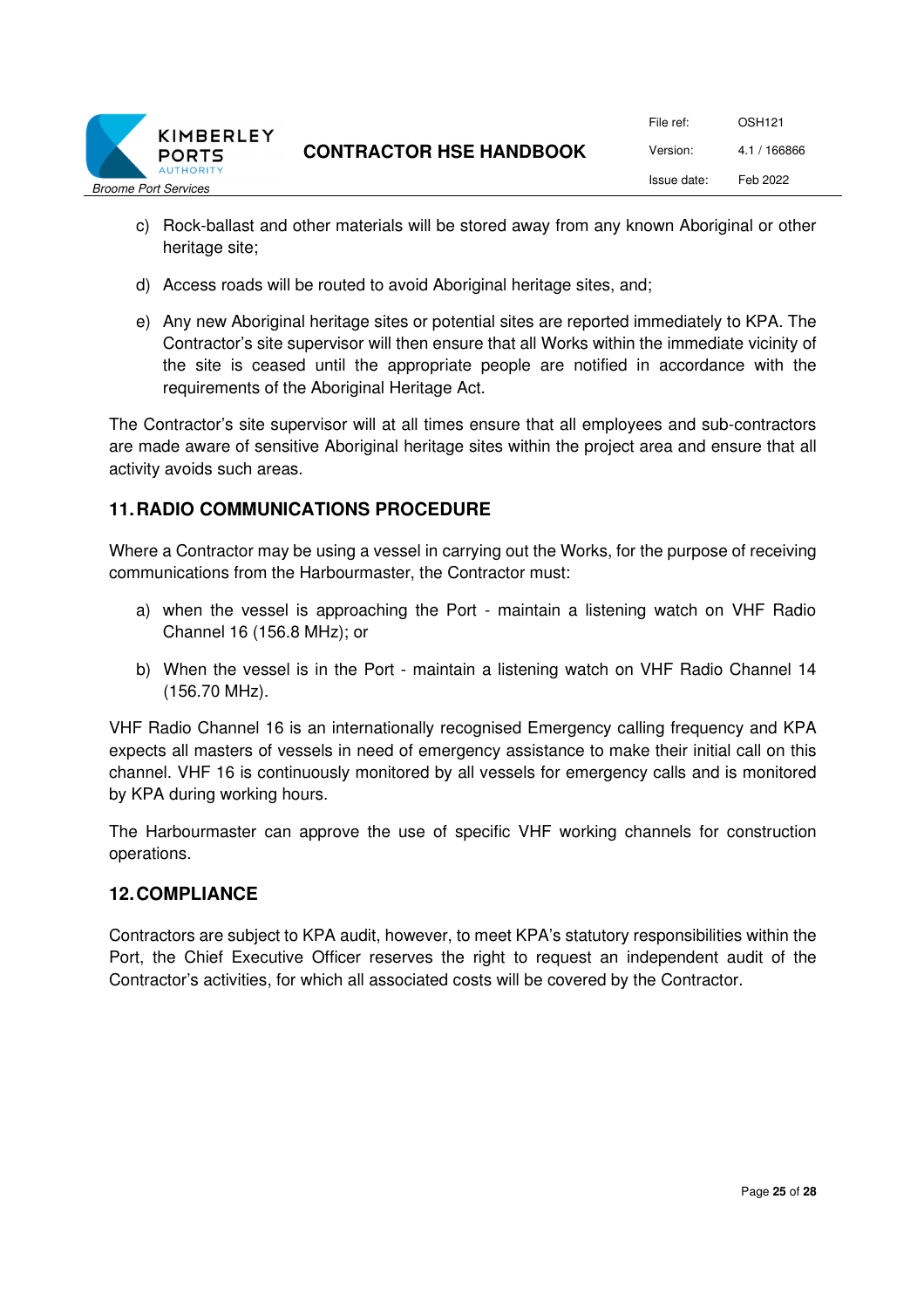c) Rock-ballast and other materials will be stored away from any known Aboriginal or other heritage site;

d) Access roads will be routed to avoid Aboriginal heritage sites, and;

e) Any new Aboriginal heritage sites or potential sites are reported immediately to KPA. The Contractor's site supervisor will then ensure that all Works within the immediate vicinity of the site is ceased until the appropriate people are notified in accordance with the requirements of the Aboriginal Heritage Act.

The Contractor's site supervisor will at all times ensure that all employees and sub-contractors are made aware of sensitive Aboriginal heritage sites within the project area and ensure that all activity avoids such areas.

## 11. RADIO COMMUNICATIONS PROCEDURE

Where a Contractor may be using a vessel in carrying out the Works, for the purpose of receiving communications from the Harbourmaster, the Contractor must:

a) when the vessel is approaching the Port - maintain a listening watch on VHF Radio Channel 16 (156.8 MHz); or

b) When the vessel is in the Port - maintain a listening watch on VHF Radio Channel 14 (156.70 MHz).

VHF Radio Channel 16 is an internationally recognised Emergency calling frequency and KPA expects all masters of vessels in need of emergency assistance to make their initial call on this channel. VHF 16 is continuously monitored by all vessels for emergency calls and is monitored by KPA during working hours.

The Harbourmaster can approve the use of specific VHF working channels for construction operations.

## 12. COMPLIANCE

Contractors are subject to KPA audit, however, to meet KPA's statutory responsibilities within the Port, the Chief Executive Officer reserves the right to request an independent audit of the Contractor's activities, for which all associated costs will be covered by the Contractor.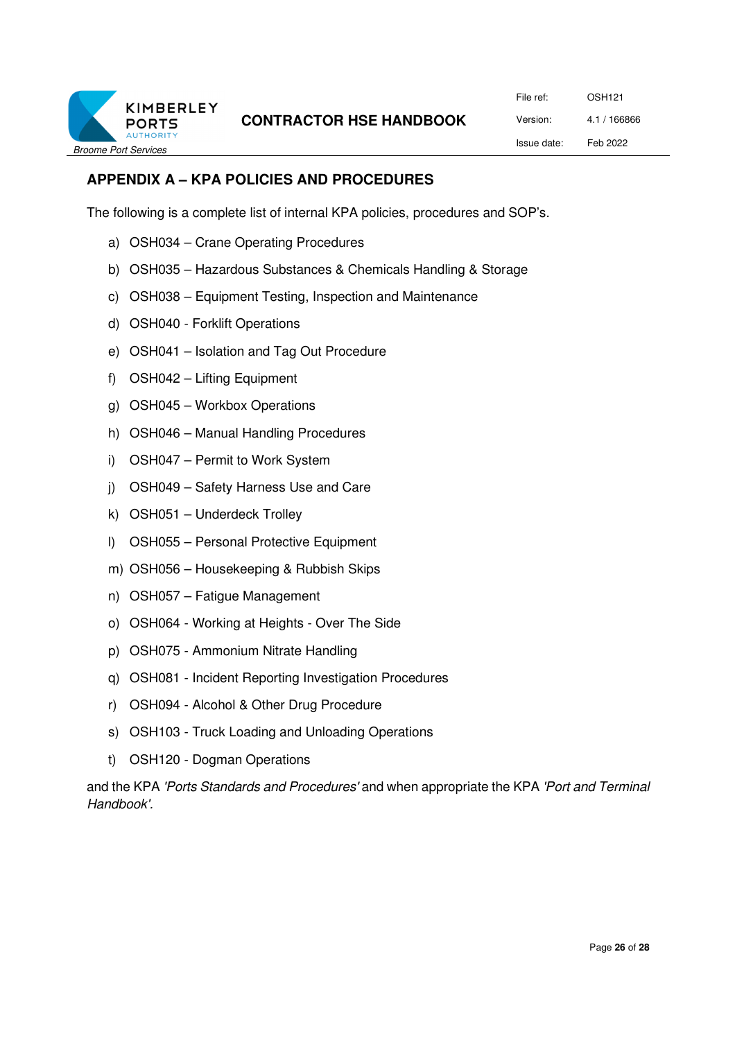## APPENDIX A – KPA POLICIES AND PROCEDURES

The following is a complete list of internal KPA policies, procedures and SOP's.

a) OSH034 – Crane Operating Procedures
b) OSH035 – Hazardous Substances & Chemicals Handling & Storage
c) OSH038 – Equipment Testing, Inspection and Maintenance
d) OSH040 - Forklift Operations
e) OSH041 – Isolation and Tag Out Procedure
f) OSH042 – Lifting Equipment
g) OSH045 – Workbox Operations
h) OSH046 – Manual Handling Procedures
i) OSH047 – Permit to Work System
j) OSH049 – Safety Harness Use and Care
k) OSH051 – Underdeck Trolley
l) OSH055 – Personal Protective Equipment
m) OSH056 – Housekeeping & Rubbish Skips
n) OSH057 – Fatigue Management
o) OSH064 - Working at Heights - Over The Side
p) OSH075 - Ammonium Nitrate Handling
q) OSH081 - Incident Reporting Investigation Procedures
r) OSH094 - Alcohol & Other Drug Procedure
s) OSH103 - Truck Loading and Unloading Operations
t) OSH120 - Dogman Operations

and the KPA *'Ports Standards and Procedures'* and when appropriate the KPA *'Port and Terminal Handbook'*.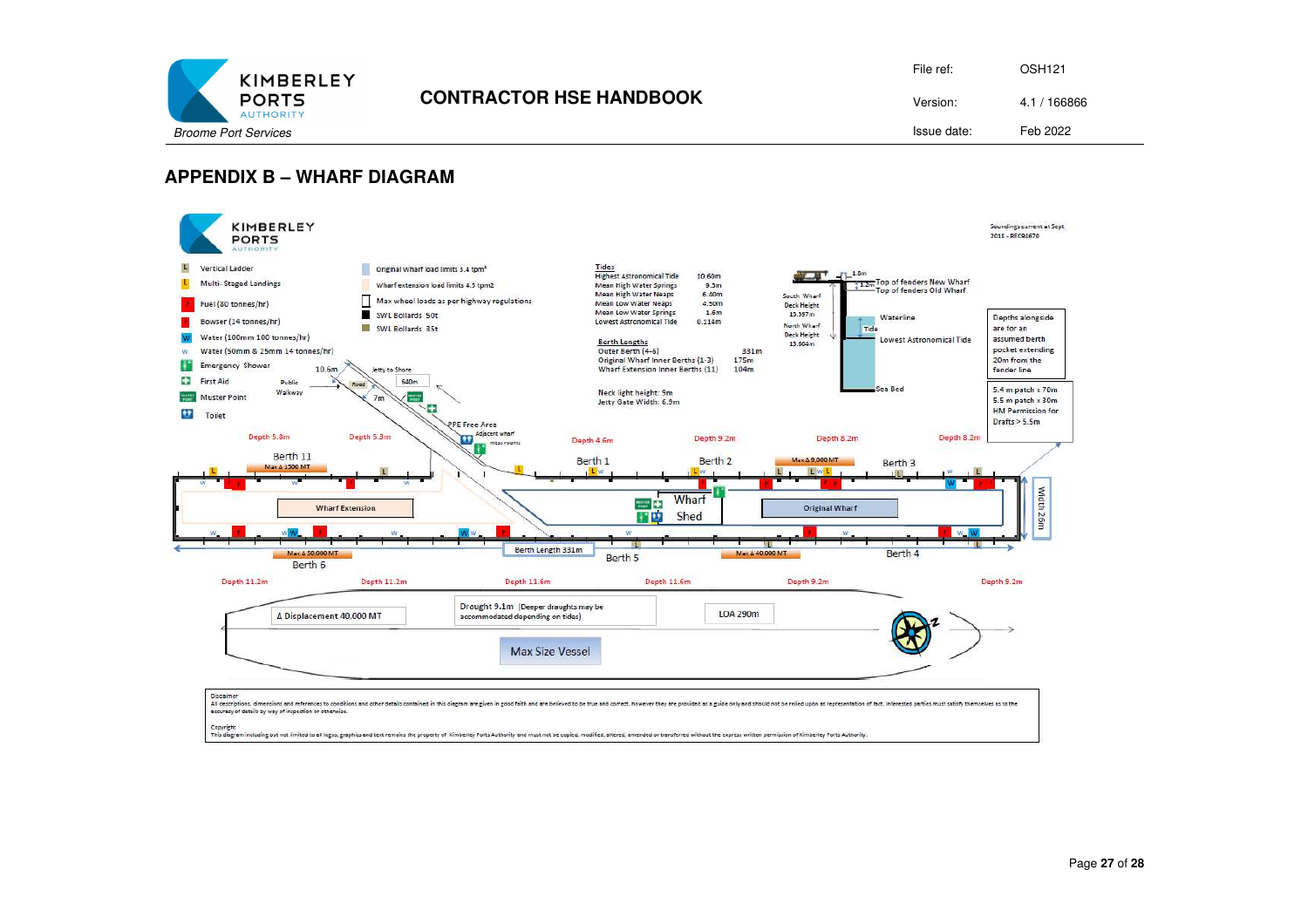## APPENDIX B – WHARF DIAGRAM

KIMBERLEY PORTS AUTHORITY

Soundings current at Sept 2015 - PECQ0670

- L Vertical Ladder
- L Multi- Staged Landings
- F Fuel (80 tonnes/hr)
- F Bowser (14 tonnes/hr)
- W Water (100mm 100 tonnes/hr)
- W Water (50mm & 25mm 14 tonnes/hr)
- Emergency Shower
- First Aid
- Muster Point
- Toilet

- Original Wharf load limits 3.4 tpm²
- Wharf extension load limits 4.5 tpm2
- Max wheel loads as per highway regulations
- SWL Bollards 50t
- SWL Bollards 35t

**Tides**

| | |
|---|---|
| Highest Astronomical Tide | 10.60m |
| Mean High Water Springs | 9.5m |
| Mean High Water Neaps | 6.40m |
| Mean Low Water Neaps | 4.50m |
| Mean Low Water Springs | 1.6m |
| Lowest Astronomical Tide | 0.114m |

**Berth Lengths**

| | |
|---|---|
| Outer Berth (4-6) | 331m |
| Original Wharf Inner Berths (1-3) | 175m |
| Wharf Extension Inner Berths (11) | 104m |

Neck light height: 9m
Jetty Gate Width: 6.9m

South Wharf Deck Height 13.397m
North Wharf Deck Height 13.904m
1.8m / 1.5m Top of fenders New Wharf / Top of fenders Old Wharf
Waterline
Tide
Lowest Astronomical Tide
Sea Bed

Depths alongside are for an assumed berth pocket extending 20m from the fender line

5.4 m patch x 70m
5.5 m patch x 30m
HM Permission for Drafts > 5.5m

Public Walkway · Road · 10.6m · 7m · Jetty to Shore 640m · PPE Free Area · Adjacent wharf mess rooms

Depth 5.8m · Depth 5.3m · Depth 4.6m · Depth 9.2m · Depth 8.2m · Depth 8.2m

Berth 11 (Max Δ 1500 MT) · Berth 1 · Berth 2 · Berth 3 (Max Δ 9,000 MT)

Wharf Extension · Wharf Shed · Original Wharf · Width 25m

Berth Length 331m

Berth 6 (Max Δ 50,000 MT) · Berth 5 · Berth 4 (Max Δ 40,000 MT)

Depth 11.2m · Depth 11.2m · Depth 11.6m · Depth 11.6m · Depth 9.2m · Depth 9.2m

Δ Displacement 40,000 MT · Drought 9.1m (Deeper draughts may be accommodated depending on tides) · LOA 290m

Max Size Vessel

Disclaimer
All descriptions, dimensions and references to conditions and other details contained in this diagram are given in good faith and are believed to be true and correct, however they are provided as a guide only and should not be relied upon as representation of fact. Interested parties must satisfy themselves as to the accuracy of details by way of inspection or otherwise.

Copyright
This diagram including but not limited to all logos, graphics and text remains the property of Kimberley Ports Authority and must not be copied, modified, altered, amended or transferred without the express written permission of Kimberley Ports Authority.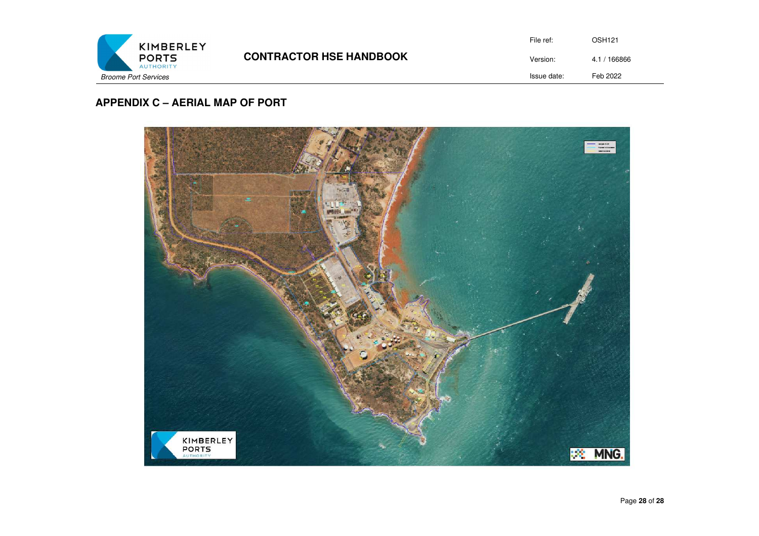## APPENDIX C – AERIAL MAP OF PORT